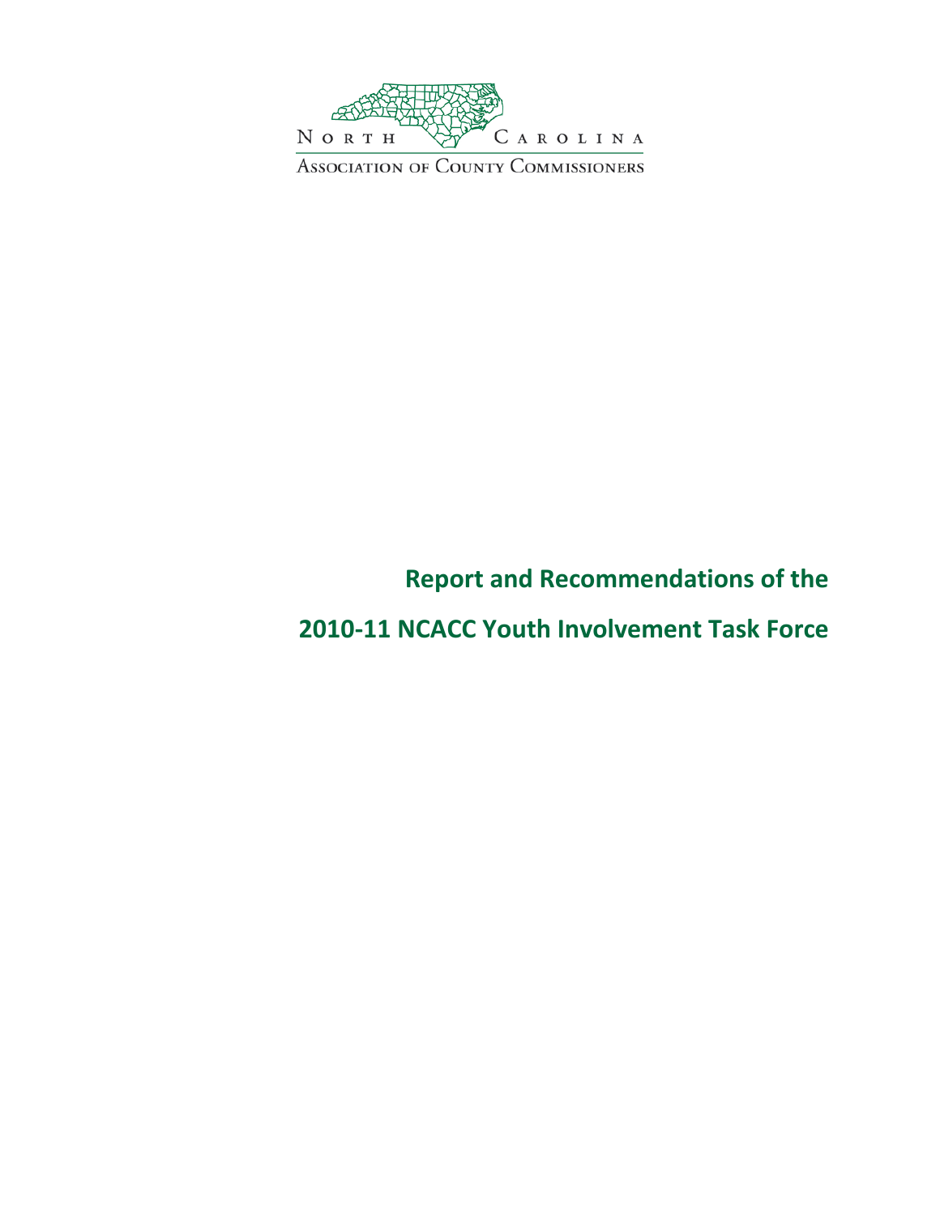North Carolina

Association of County Commissioners

# Report and Recommendations of the

# 2010-11 NCACC Youth Involvement Task Force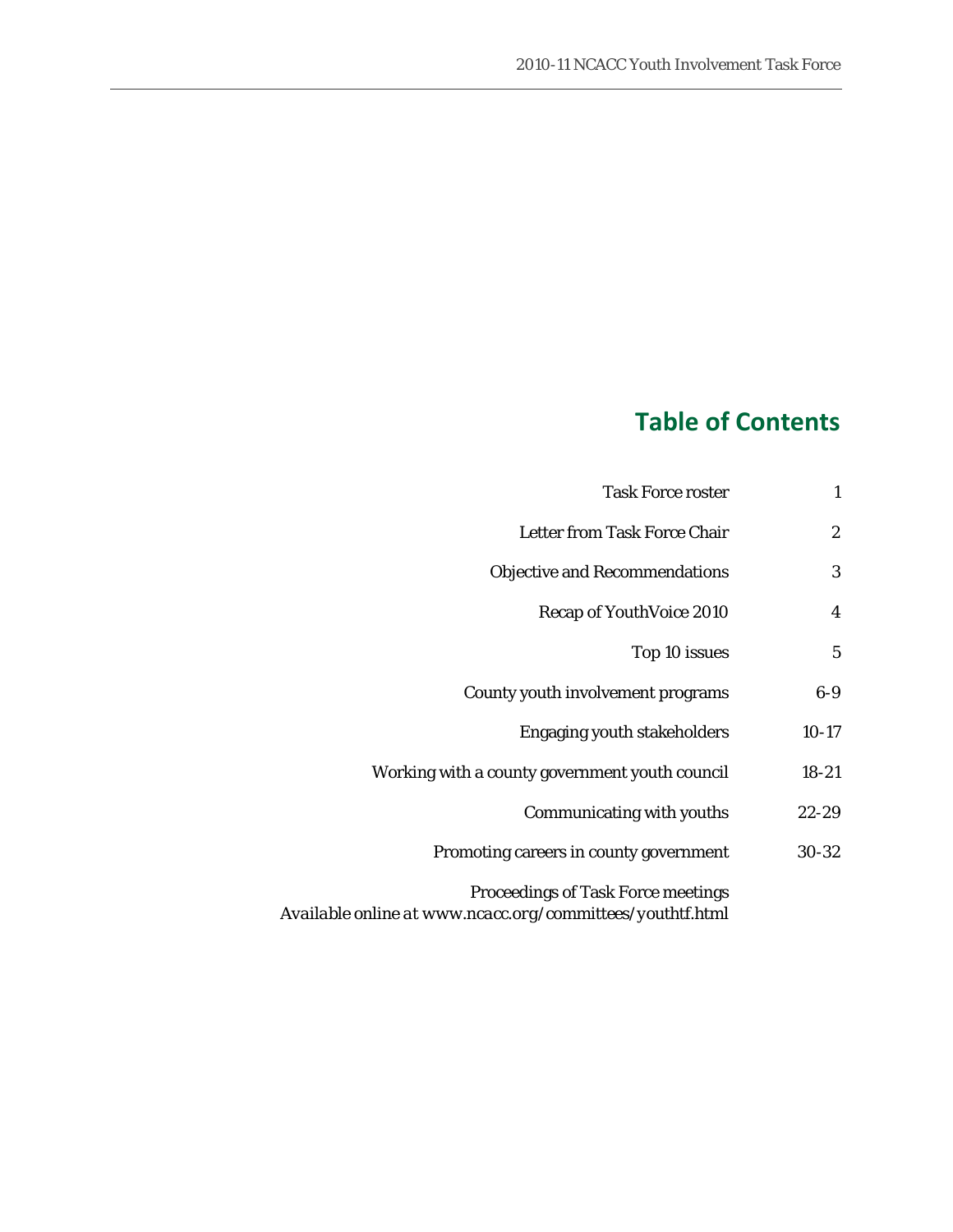# Table of Contents

| | |
|---|---|
| Task Force roster | 1 |
| Letter from Task Force Chair | 2 |
| Objective and Recommendations | 3 |
| Recap of YouthVoice 2010 | 4 |
| Top 10 issues | 5 |
| County youth involvement programs | 6-9 |
| Engaging youth stakeholders | 10-17 |
| Working with a county government youth council | 18-21 |
| Communicating with youths | 22-29 |
| Promoting careers in county government | 30-32 |

Proceedings of Task Force meetings
*Available online at www.ncacc.org/committees/youthtf.html*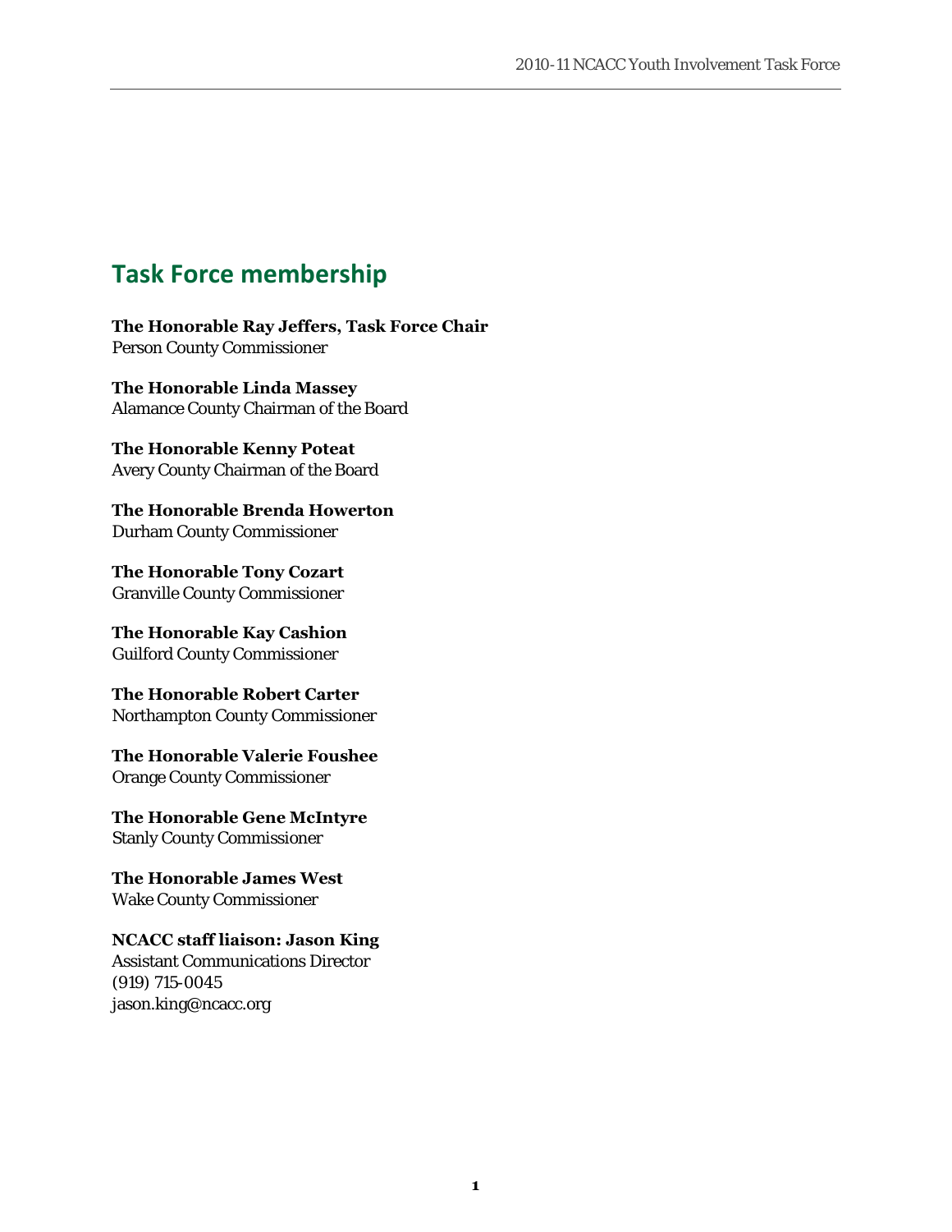## Task Force membership

**The Honorable Ray Jeffers, Task Force Chair**
Person County Commissioner

**The Honorable Linda Massey**
Alamance County Chairman of the Board

**The Honorable Kenny Poteat**
Avery County Chairman of the Board

**The Honorable Brenda Howerton**
Durham County Commissioner

**The Honorable Tony Cozart**
Granville County Commissioner

**The Honorable Kay Cashion**
Guilford County Commissioner

**The Honorable Robert Carter**
Northampton County Commissioner

**The Honorable Valerie Foushee**
Orange County Commissioner

**The Honorable Gene McIntyre**
Stanly County Commissioner

**The Honorable James West**
Wake County Commissioner

**NCACC staff liaison: Jason King**
Assistant Communications Director
(919) 715-0045
jason.king@ncacc.org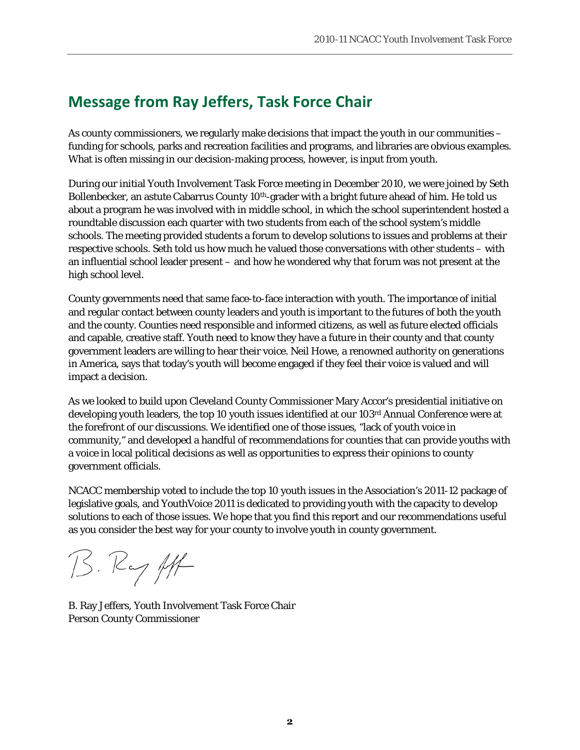## Message from Ray Jeffers, Task Force Chair

As county commissioners, we regularly make decisions that impact the youth in our communities – funding for schools, parks and recreation facilities and programs, and libraries are obvious examples. What is often missing in our decision-making process, however, is input from youth.

During our initial Youth Involvement Task Force meeting in December 2010, we were joined by Seth Bollenbecker, an astute Cabarrus County 10th-grader with a bright future ahead of him. He told us about a program he was involved with in middle school, in which the school superintendent hosted a roundtable discussion each quarter with two students from each of the school system's middle schools. The meeting provided students a forum to develop solutions to issues and problems at their respective schools. Seth told us how much he valued those conversations with other students – with an influential school leader present – and how he wondered why that forum was not present at the high school level.

County governments need that same face-to-face interaction with youth. The importance of initial and regular contact between county leaders and youth is important to the futures of both the youth and the county. Counties need responsible and informed citizens, as well as future elected officials and capable, creative staff. Youth need to know they have a future in their county and that county government leaders are willing to hear their voice. Neil Howe, a renowned authority on generations in America, says that today's youth will become engaged if they feel their voice is valued and will impact a decision.

As we looked to build upon Cleveland County Commissioner Mary Accor's presidential initiative on developing youth leaders, the top 10 youth issues identified at our 103rd Annual Conference were at the forefront of our discussions. We identified one of those issues, "lack of youth voice in community," and developed a handful of recommendations for counties that can provide youths with a voice in local political decisions as well as opportunities to express their opinions to county government officials.

NCACC membership voted to include the top 10 youth issues in the Association's 2011-12 package of legislative goals, and YouthVoice 2011 is dedicated to providing youth with the capacity to develop solutions to each of those issues. We hope that you find this report and our recommendations useful as you consider the best way for your county to involve youth in county government.

B. Ray Jeffers, Youth Involvement Task Force Chair
Person County Commissioner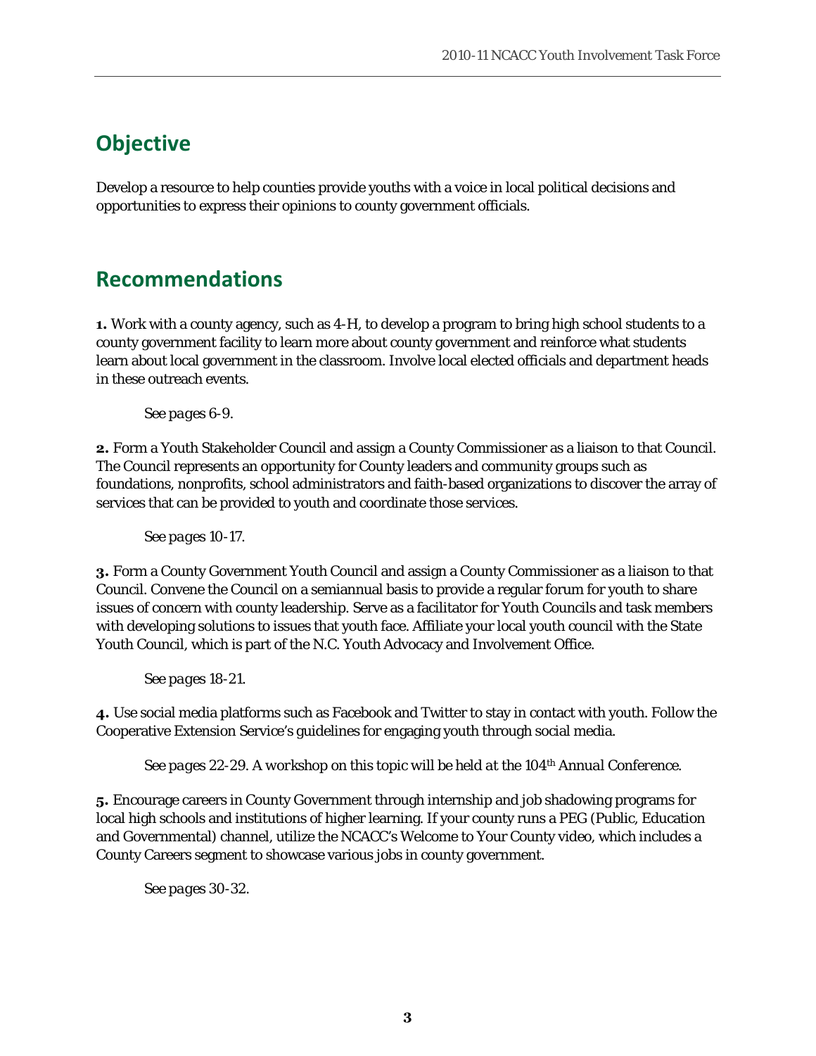## Objective

Develop a resource to help counties provide youths with a voice in local political decisions and opportunities to express their opinions to county government officials.

## Recommendations

**1.** Work with a county agency, such as 4-H, to develop a program to bring high school students to a county government facility to learn more about county government and reinforce what students learn about local government in the classroom. Involve local elected officials and department heads in these outreach events.

*See pages 6-9.*

**2.** Form a Youth Stakeholder Council and assign a County Commissioner as a liaison to that Council. The Council represents an opportunity for County leaders and community groups such as foundations, nonprofits, school administrators and faith-based organizations to discover the array of services that can be provided to youth and coordinate those services.

*See pages 10-17.*

**3.** Form a County Government Youth Council and assign a County Commissioner as a liaison to that Council. Convene the Council on a semiannual basis to provide a regular forum for youth to share issues of concern with county leadership. Serve as a facilitator for Youth Councils and task members with developing solutions to issues that youth face. Affiliate your local youth council with the State Youth Council, which is part of the N.C. Youth Advocacy and Involvement Office.

*See pages 18-21.*

**4.** Use social media platforms such as Facebook and Twitter to stay in contact with youth. Follow the Cooperative Extension Service's guidelines for engaging youth through social media.

*See pages 22-29. A workshop on this topic will be held at the 104th Annual Conference.*

**5.** Encourage careers in County Government through internship and job shadowing programs for local high schools and institutions of higher learning. If your county runs a PEG (Public, Education and Governmental) channel, utilize the NCACC's Welcome to Your County video, which includes a County Careers segment to showcase various jobs in county government.

*See pages 30-32.*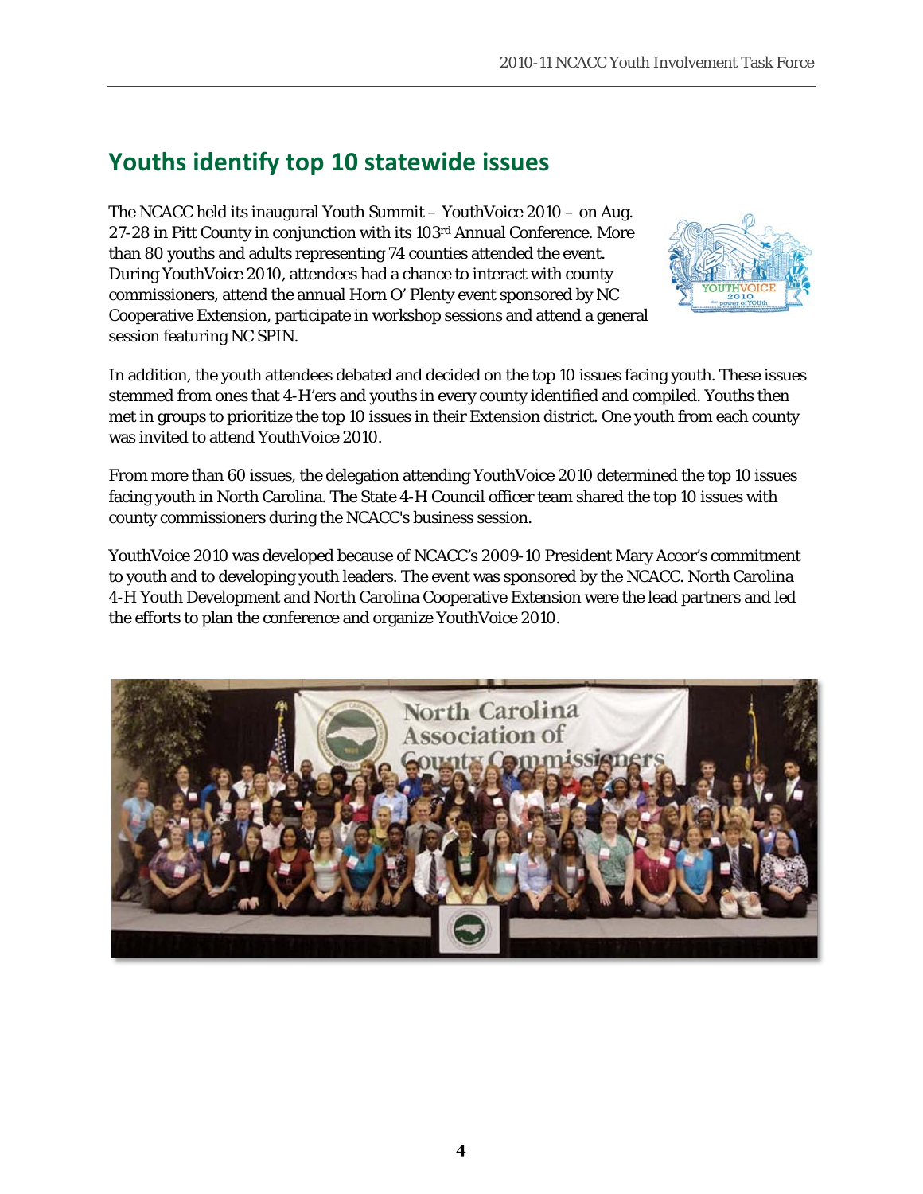## Youths identify top 10 statewide issues

The NCACC held its inaugural Youth Summit – YouthVoice 2010 – on Aug. 27-28 in Pitt County in conjunction with its 103rd Annual Conference. More than 80 youths and adults representing 74 counties attended the event. During YouthVoice 2010, attendees had a chance to interact with county commissioners, attend the annual Horn O' Plenty event sponsored by NC Cooperative Extension, participate in workshop sessions and attend a general session featuring NC SPIN.

In addition, the youth attendees debated and decided on the top 10 issues facing youth. These issues stemmed from ones that 4-H'ers and youths in every county identified and compiled. Youths then met in groups to prioritize the top 10 issues in their Extension district. One youth from each county was invited to attend YouthVoice 2010.

From more than 60 issues, the delegation attending YouthVoice 2010 determined the top 10 issues facing youth in North Carolina. The State 4-H Council officer team shared the top 10 issues with county commissioners during the NCACC's business session.

YouthVoice 2010 was developed because of NCACC's 2009-10 President Mary Accor's commitment to youth and to developing youth leaders. The event was sponsored by the NCACC. North Carolina 4-H Youth Development and North Carolina Cooperative Extension were the lead partners and led the efforts to plan the conference and organize YouthVoice 2010.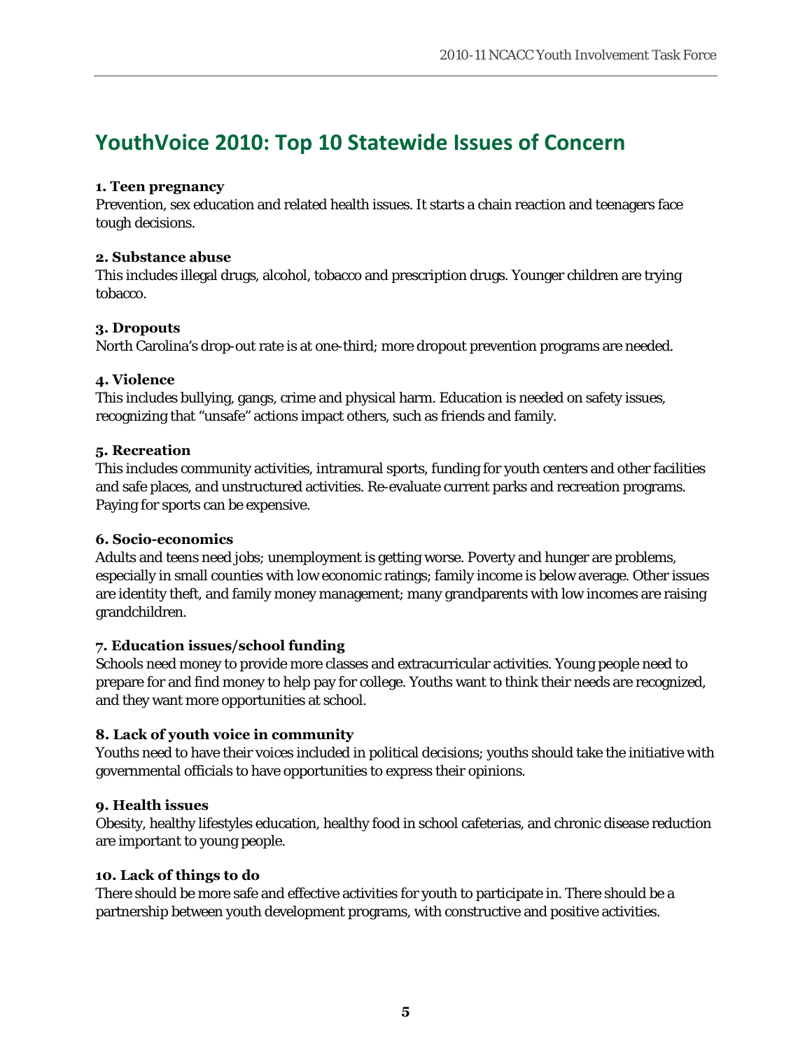## YouthVoice 2010: Top 10 Statewide Issues of Concern

**1. Teen pregnancy**
Prevention, sex education and related health issues. It starts a chain reaction and teenagers face tough decisions.

**2. Substance abuse**
This includes illegal drugs, alcohol, tobacco and prescription drugs. Younger children are trying tobacco.

**3. Dropouts**
North Carolina's drop-out rate is at one-third; more dropout prevention programs are needed.

**4. Violence**
This includes bullying, gangs, crime and physical harm. Education is needed on safety issues, recognizing that "unsafe" actions impact others, such as friends and family.

**5. Recreation**
This includes community activities, intramural sports, funding for youth centers and other facilities and safe places, and unstructured activities. Re-evaluate current parks and recreation programs. Paying for sports can be expensive.

**6. Socio-economics**
Adults and teens need jobs; unemployment is getting worse. Poverty and hunger are problems, especially in small counties with low economic ratings; family income is below average. Other issues are identity theft, and family money management; many grandparents with low incomes are raising grandchildren.

**7. Education issues/school funding**
Schools need money to provide more classes and extracurricular activities. Young people need to prepare for and find money to help pay for college. Youths want to think their needs are recognized, and they want more opportunities at school.

**8. Lack of youth voice in community**
Youths need to have their voices included in political decisions; youths should take the initiative with governmental officials to have opportunities to express their opinions.

**9. Health issues**
Obesity, healthy lifestyles education, healthy food in school cafeterias, and chronic disease reduction are important to young people.

**10. Lack of things to do**
There should be more safe and effective activities for youth to participate in. There should be a partnership between youth development programs, with constructive and positive activities.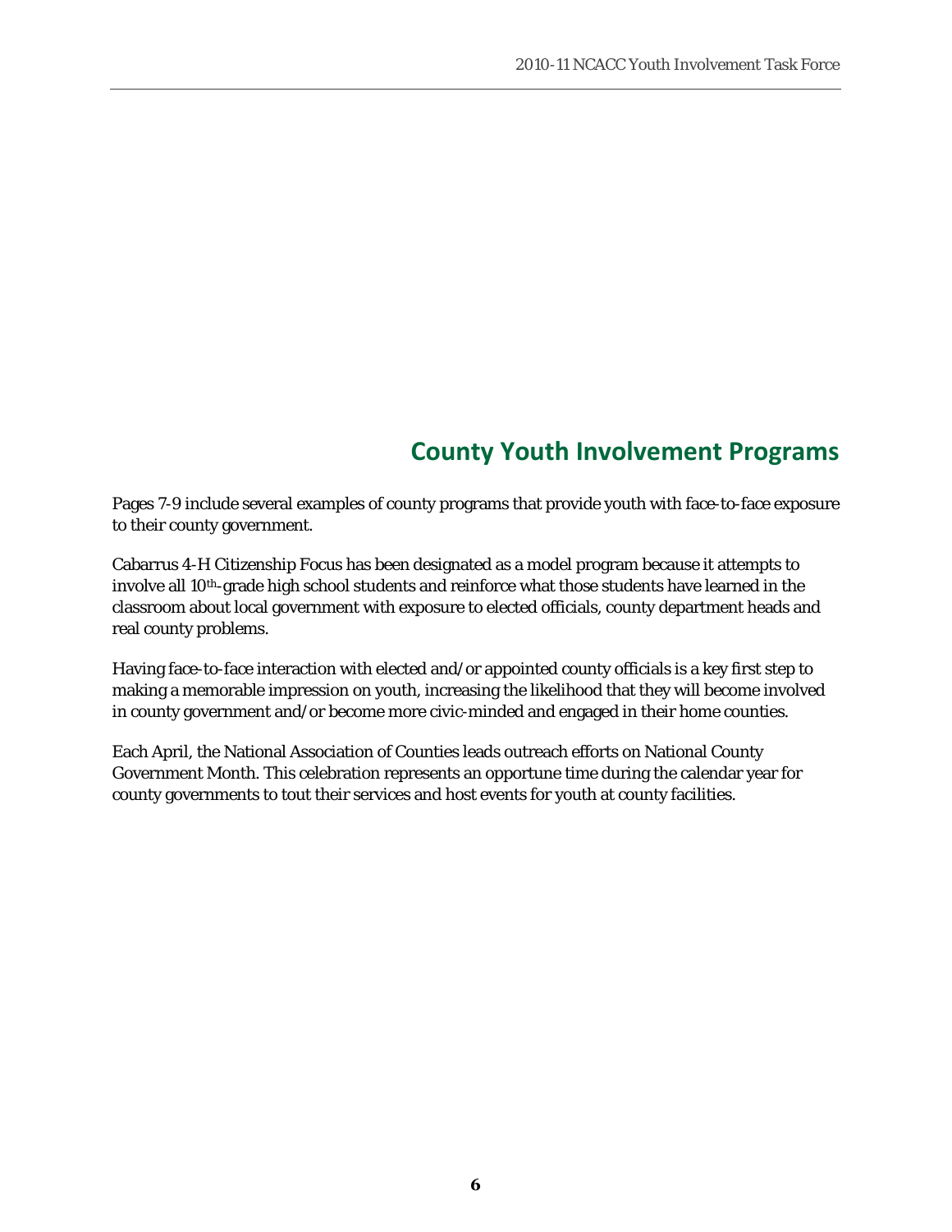# County Youth Involvement Programs

Pages 7-9 include several examples of county programs that provide youth with face-to-face exposure to their county government.

Cabarrus 4-H Citizenship Focus has been designated as a model program because it attempts to involve all 10th-grade high school students and reinforce what those students have learned in the classroom about local government with exposure to elected officials, county department heads and real county problems.

Having face-to-face interaction with elected and/or appointed county officials is a key first step to making a memorable impression on youth, increasing the likelihood that they will become involved in county government and/or become more civic-minded and engaged in their home counties.

Each April, the National Association of Counties leads outreach efforts on National County Government Month. This celebration represents an opportune time during the calendar year for county governments to tout their services and host events for youth at county facilities.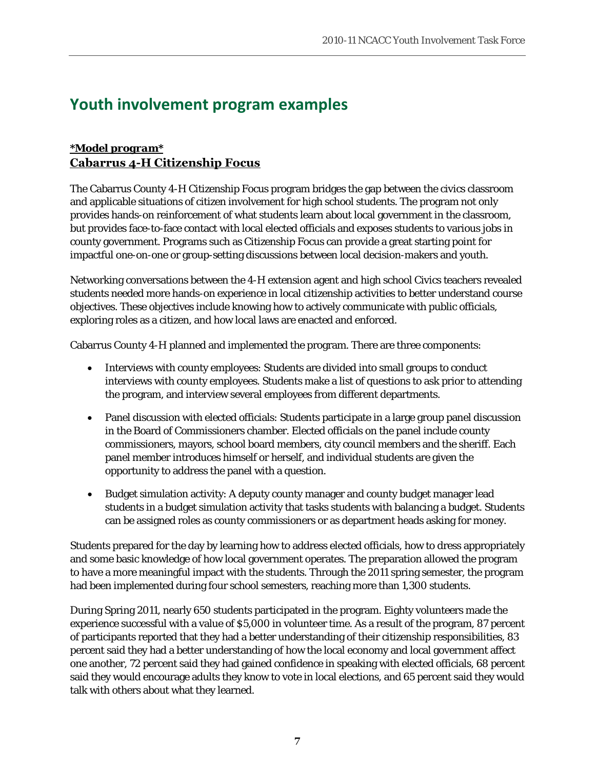# Youth involvement program examples

**\*Model program\***
**Cabarrus 4-H Citizenship Focus**

The Cabarrus County 4-H Citizenship Focus program bridges the gap between the civics classroom and applicable situations of citizen involvement for high school students. The program not only provides hands-on reinforcement of what students learn about local government in the classroom, but provides face-to-face contact with local elected officials and exposes students to various jobs in county government. Programs such as Citizenship Focus can provide a great starting point for impactful one-on-one or group-setting discussions between local decision-makers and youth.

Networking conversations between the 4-H extension agent and high school Civics teachers revealed students needed more hands-on experience in local citizenship activities to better understand course objectives. These objectives include knowing how to actively communicate with public officials, exploring roles as a citizen, and how local laws are enacted and enforced.

Cabarrus County 4-H planned and implemented the program. There are three components:

- Interviews with county employees: Students are divided into small groups to conduct interviews with county employees. Students make a list of questions to ask prior to attending the program, and interview several employees from different departments.
- Panel discussion with elected officials: Students participate in a large group panel discussion in the Board of Commissioners chamber. Elected officials on the panel include county commissioners, mayors, school board members, city council members and the sheriff. Each panel member introduces himself or herself, and individual students are given the opportunity to address the panel with a question.
- Budget simulation activity: A deputy county manager and county budget manager lead students in a budget simulation activity that tasks students with balancing a budget. Students can be assigned roles as county commissioners or as department heads asking for money.

Students prepared for the day by learning how to address elected officials, how to dress appropriately and some basic knowledge of how local government operates. The preparation allowed the program to have a more meaningful impact with the students. Through the 2011 spring semester, the program had been implemented during four school semesters, reaching more than 1,300 students.

During Spring 2011, nearly 650 students participated in the program. Eighty volunteers made the experience successful with a value of $5,000 in volunteer time. As a result of the program, 87 percent of participants reported that they had a better understanding of their citizenship responsibilities, 83 percent said they had a better understanding of how the local economy and local government affect one another, 72 percent said they had gained confidence in speaking with elected officials, 68 percent said they would encourage adults they know to vote in local elections, and 65 percent said they would talk with others about what they learned.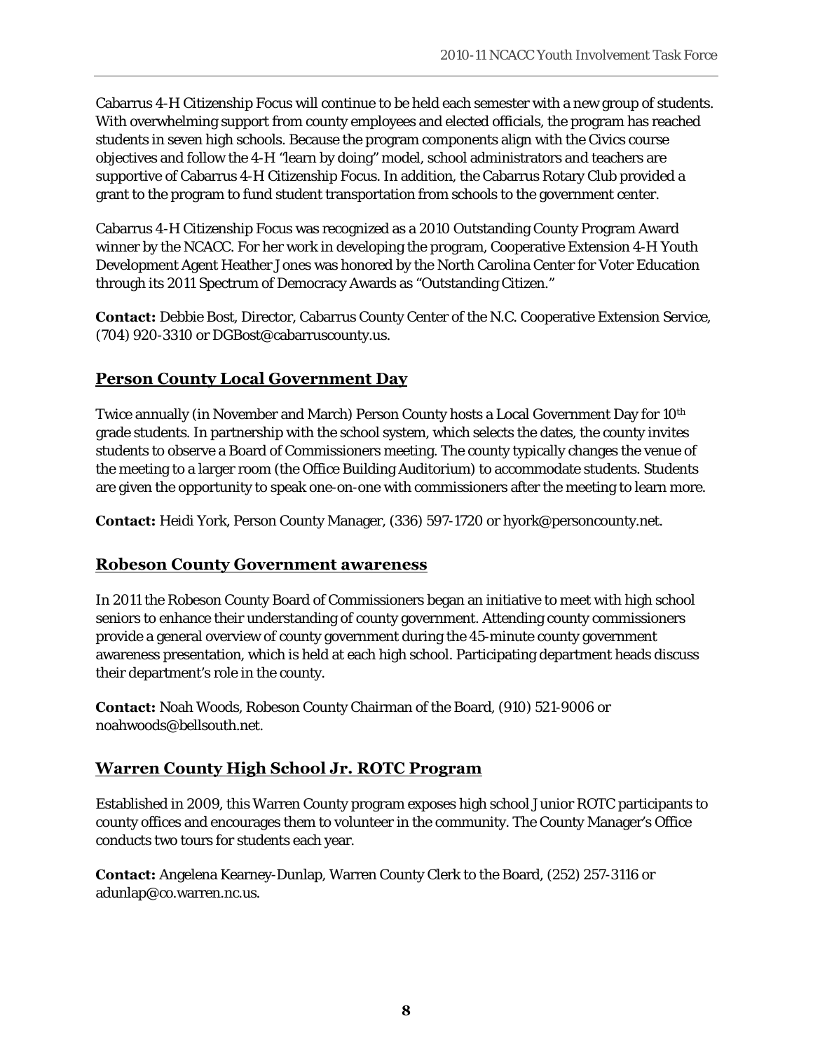Cabarrus 4-H Citizenship Focus will continue to be held each semester with a new group of students. With overwhelming support from county employees and elected officials, the program has reached students in seven high schools. Because the program components align with the Civics course objectives and follow the 4-H "learn by doing" model, school administrators and teachers are supportive of Cabarrus 4-H Citizenship Focus. In addition, the Cabarrus Rotary Club provided a grant to the program to fund student transportation from schools to the government center.

Cabarrus 4-H Citizenship Focus was recognized as a 2010 Outstanding County Program Award winner by the NCACC. For her work in developing the program, Cooperative Extension 4-H Youth Development Agent Heather Jones was honored by the North Carolina Center for Voter Education through its 2011 Spectrum of Democracy Awards as "Outstanding Citizen."

**Contact:** Debbie Bost, Director, Cabarrus County Center of the N.C. Cooperative Extension Service, (704) 920-3310 or DGBost@cabarruscounty.us.

## Person County Local Government Day

Twice annually (in November and March) Person County hosts a Local Government Day for 10th grade students. In partnership with the school system, which selects the dates, the county invites students to observe a Board of Commissioners meeting. The county typically changes the venue of the meeting to a larger room (the Office Building Auditorium) to accommodate students. Students are given the opportunity to speak one-on-one with commissioners after the meeting to learn more.

**Contact:** Heidi York, Person County Manager, (336) 597-1720 or hyork@personcounty.net.

## Robeson County Government awareness

In 2011 the Robeson County Board of Commissioners began an initiative to meet with high school seniors to enhance their understanding of county government. Attending county commissioners provide a general overview of county government during the 45-minute county government awareness presentation, which is held at each high school. Participating department heads discuss their department's role in the county.

**Contact:** Noah Woods, Robeson County Chairman of the Board, (910) 521-9006 or noahwoods@bellsouth.net.

## Warren County High School Jr. ROTC Program

Established in 2009, this Warren County program exposes high school Junior ROTC participants to county offices and encourages them to volunteer in the community. The County Manager's Office conducts two tours for students each year.

**Contact:** Angelena Kearney-Dunlap, Warren County Clerk to the Board, (252) 257-3116 or adunlap@co.warren.nc.us.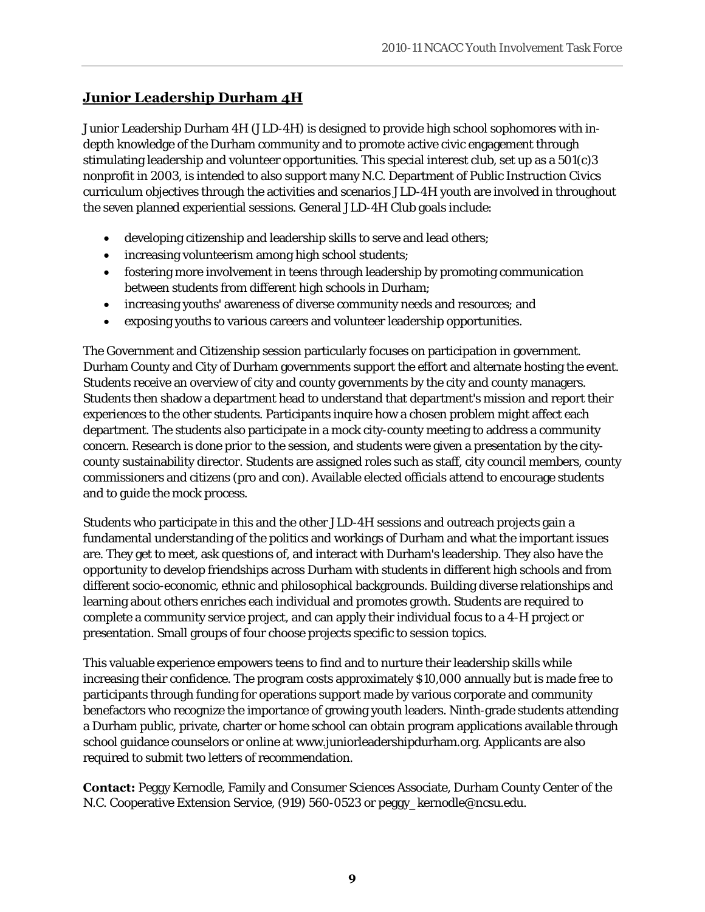## Junior Leadership Durham 4H

Junior Leadership Durham 4H (JLD-4H) is designed to provide high school sophomores with in-depth knowledge of the Durham community and to promote active civic engagement through stimulating leadership and volunteer opportunities. This special interest club, set up as a 501(c)3 nonprofit in 2003, is intended to also support many N.C. Department of Public Instruction Civics curriculum objectives through the activities and scenarios JLD-4H youth are involved in throughout the seven planned experiential sessions. General JLD-4H Club goals include:

- developing citizenship and leadership skills to serve and lead others;
- increasing volunteerism among high school students;
- fostering more involvement in teens through leadership by promoting communication between students from different high schools in Durham;
- increasing youths' awareness of diverse community needs and resources; and
- exposing youths to various careers and volunteer leadership opportunities.

The Government and Citizenship session particularly focuses on participation in government. Durham County and City of Durham governments support the effort and alternate hosting the event. Students receive an overview of city and county governments by the city and county managers. Students then shadow a department head to understand that department's mission and report their experiences to the other students. Participants inquire how a chosen problem might affect each department. The students also participate in a mock city-county meeting to address a community concern. Research is done prior to the session, and students were given a presentation by the city-county sustainability director. Students are assigned roles such as staff, city council members, county commissioners and citizens (pro and con). Available elected officials attend to encourage students and to guide the mock process.

Students who participate in this and the other JLD-4H sessions and outreach projects gain a fundamental understanding of the politics and workings of Durham and what the important issues are. They get to meet, ask questions of, and interact with Durham's leadership. They also have the opportunity to develop friendships across Durham with students in different high schools and from different socio-economic, ethnic and philosophical backgrounds. Building diverse relationships and learning about others enriches each individual and promotes growth. Students are required to complete a community service project, and can apply their individual focus to a 4-H project or presentation. Small groups of four choose projects specific to session topics.

This valuable experience empowers teens to find and to nurture their leadership skills while increasing their confidence. The program costs approximately $10,000 annually but is made free to participants through funding for operations support made by various corporate and community benefactors who recognize the importance of growing youth leaders. Ninth-grade students attending a Durham public, private, charter or home school can obtain program applications available through school guidance counselors or online at www.juniorleadershipdurham.org. Applicants are also required to submit two letters of recommendation.

**Contact:** Peggy Kernodle, Family and Consumer Sciences Associate, Durham County Center of the N.C. Cooperative Extension Service, (919) 560-0523 or peggy_kernodle@ncsu.edu.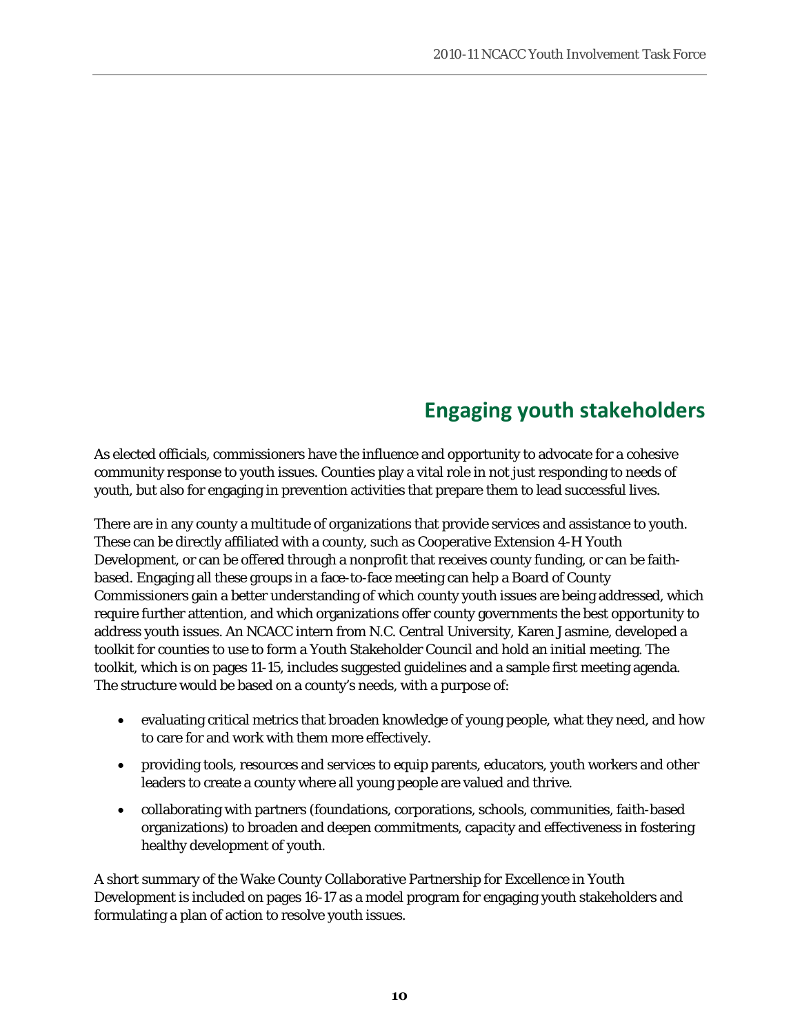## Engaging youth stakeholders

As elected officials, commissioners have the influence and opportunity to advocate for a cohesive community response to youth issues. Counties play a vital role in not just responding to needs of youth, but also for engaging in prevention activities that prepare them to lead successful lives.

There are in any county a multitude of organizations that provide services and assistance to youth. These can be directly affiliated with a county, such as Cooperative Extension 4-H Youth Development, or can be offered through a nonprofit that receives county funding, or can be faith-based. Engaging all these groups in a face-to-face meeting can help a Board of County Commissioners gain a better understanding of which county youth issues are being addressed, which require further attention, and which organizations offer county governments the best opportunity to address youth issues. An NCACC intern from N.C. Central University, Karen Jasmine, developed a toolkit for counties to use to form a Youth Stakeholder Council and hold an initial meeting. The toolkit, which is on pages 11-15, includes suggested guidelines and a sample first meeting agenda. The structure would be based on a county's needs, with a purpose of:

- evaluating critical metrics that broaden knowledge of young people, what they need, and how to care for and work with them more effectively.
- providing tools, resources and services to equip parents, educators, youth workers and other leaders to create a county where all young people are valued and thrive.
- collaborating with partners (foundations, corporations, schools, communities, faith-based organizations) to broaden and deepen commitments, capacity and effectiveness in fostering healthy development of youth.

A short summary of the Wake County Collaborative Partnership for Excellence in Youth Development is included on pages 16-17 as a model program for engaging youth stakeholders and formulating a plan of action to resolve youth issues.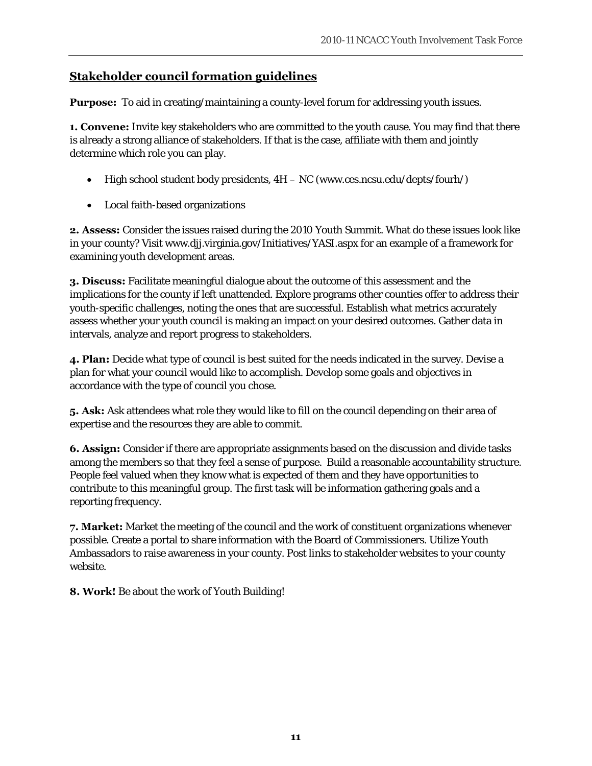## Stakeholder council formation guidelines

**Purpose:** To aid in creating/maintaining a county-level forum for addressing youth issues.

**1. Convene:** Invite key stakeholders who are committed to the youth cause. You may find that there is already a strong alliance of stakeholders. If that is the case, affiliate with them and jointly determine which role you can play.

- High school student body presidents, 4H – NC (www.ces.ncsu.edu/depts/fourh/)
- Local faith-based organizations

**2. Assess:** Consider the issues raised during the 2010 Youth Summit. What do these issues look like in your county? Visit www.djj.virginia.gov/Initiatives/YASI.aspx for an example of a framework for examining youth development areas.

**3. Discuss:** Facilitate meaningful dialogue about the outcome of this assessment and the implications for the county if left unattended. Explore programs other counties offer to address their youth-specific challenges, noting the ones that are successful. Establish what metrics accurately assess whether your youth council is making an impact on your desired outcomes. Gather data in intervals, analyze and report progress to stakeholders.

**4. Plan:** Decide what type of council is best suited for the needs indicated in the survey. Devise a plan for what your council would like to accomplish. Develop some goals and objectives in accordance with the type of council you chose.

**5. Ask:** Ask attendees what role they would like to fill on the council depending on their area of expertise and the resources they are able to commit.

**6. Assign:** Consider if there are appropriate assignments based on the discussion and divide tasks among the members so that they feel a sense of purpose. Build a reasonable accountability structure. People feel valued when they know what is expected of them and they have opportunities to contribute to this meaningful group. The first task will be information gathering goals and a reporting frequency.

**7. Market:** Market the meeting of the council and the work of constituent organizations whenever possible. Create a portal to share information with the Board of Commissioners. Utilize Youth Ambassadors to raise awareness in your county. Post links to stakeholder websites to your county website.

**8. Work!** Be about the work of Youth Building!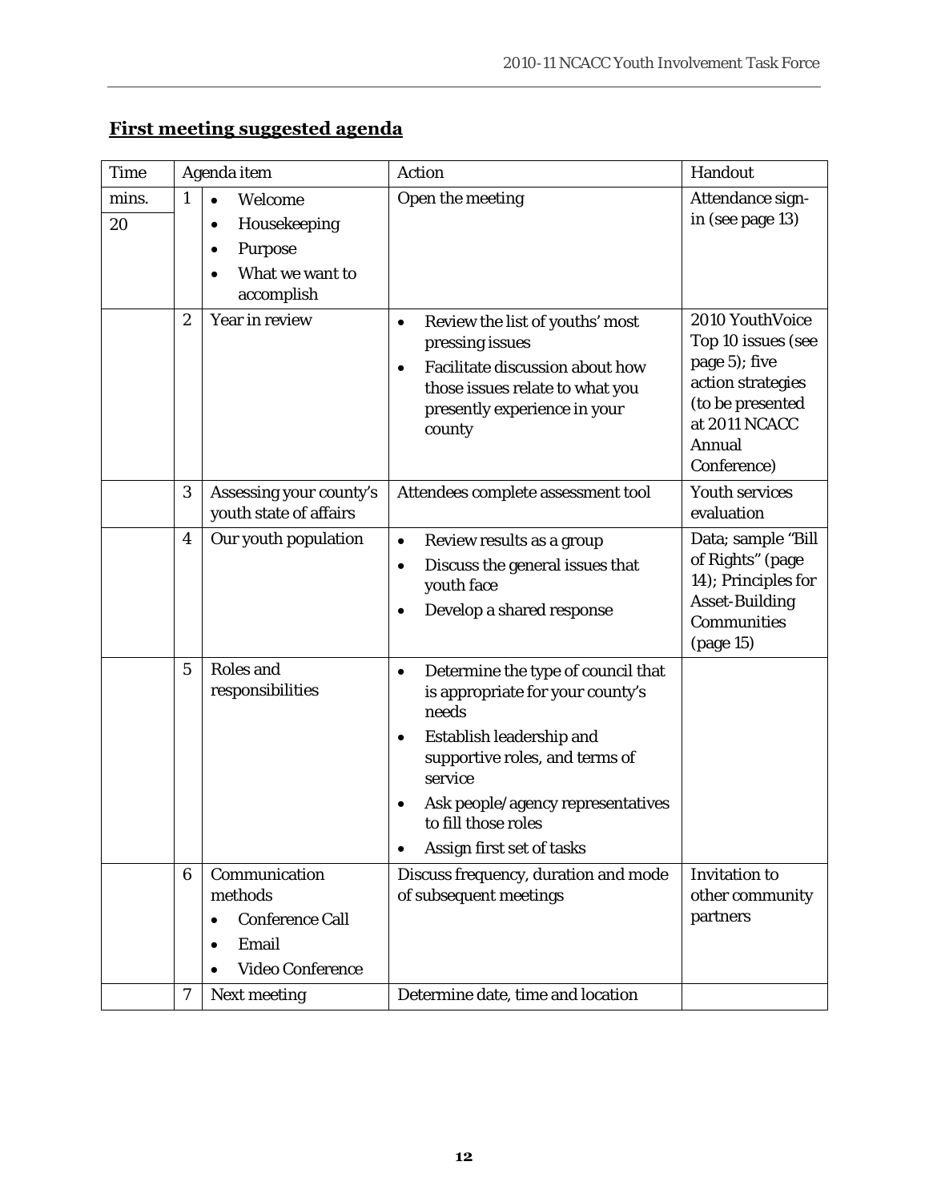## **First meeting suggested agenda**

| Time | | Agenda item | Action | Handout |
|---|---|---|---|---|
| mins.<br>20 | 1 | • Welcome<br>• Housekeeping<br>• Purpose<br>• What we want to accomplish | Open the meeting | Attendance sign-in (see page 13) |
| | 2 | Year in review | • Review the list of youths' most pressing issues<br>• Facilitate discussion about how those issues relate to what you presently experience in your county | 2010 YouthVoice Top 10 issues (see page 5); five action strategies (to be presented at 2011 NCACC Annual Conference) |
| | 3 | Assessing your county's youth state of affairs | Attendees complete assessment tool | Youth services evaluation |
| | 4 | Our youth population | • Review results as a group<br>• Discuss the general issues that youth face<br>• Develop a shared response | Data; sample "Bill of Rights" (page 14); Principles for Asset-Building Communities (page 15) |
| | 5 | Roles and responsibilities | • Determine the type of council that is appropriate for your county's needs<br>• Establish leadership and supportive roles, and terms of service<br>• Ask people/agency representatives to fill those roles<br>• Assign first set of tasks | |
| | 6 | Communication methods<br>• Conference Call<br>• Email<br>• Video Conference | Discuss frequency, duration and mode of subsequent meetings | Invitation to other community partners |
| | 7 | Next meeting | Determine date, time and location | |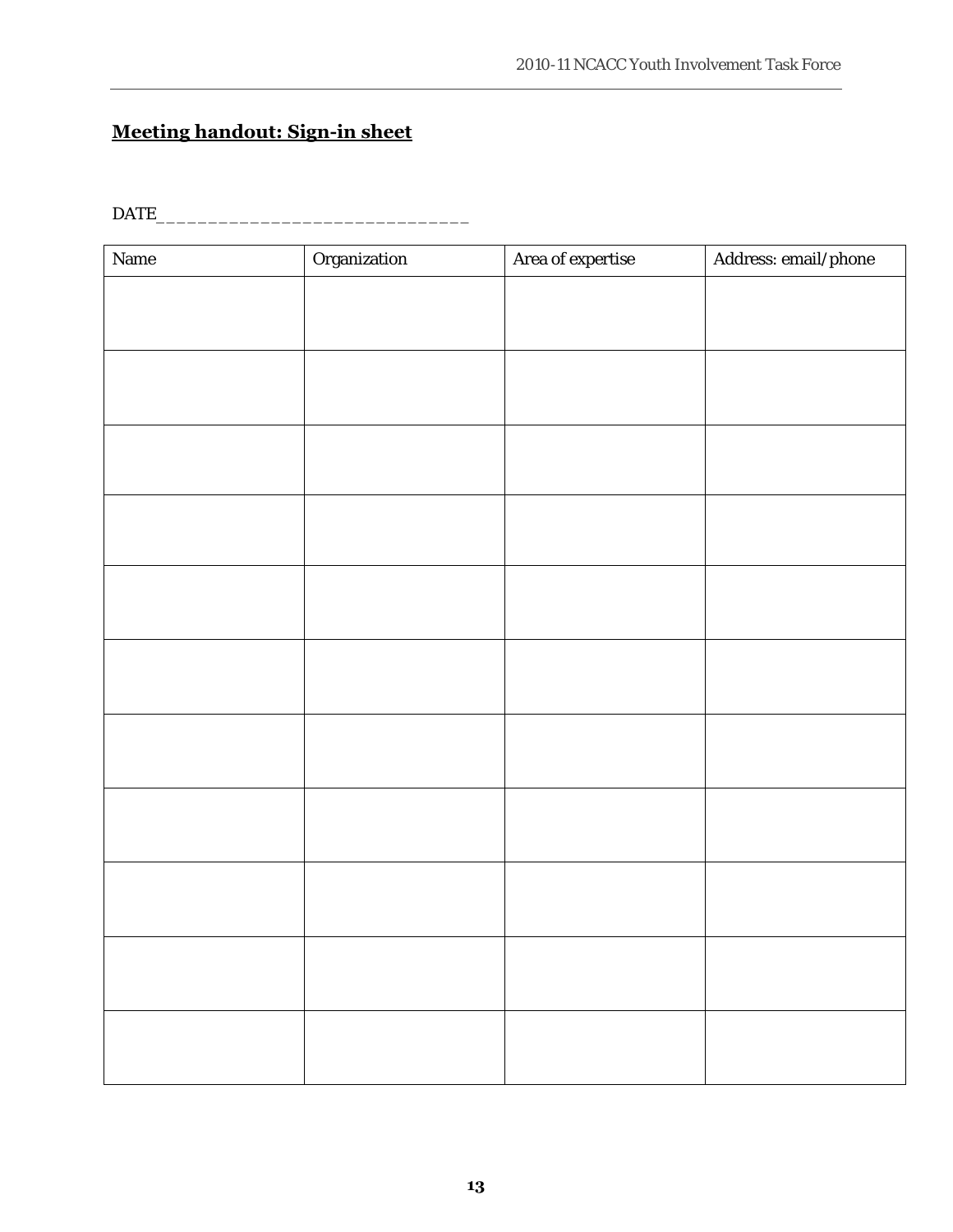**Meeting handout: Sign-in sheet**

DATE______________________________

| Name | Organization | Area of expertise | Address: email/phone |
|---|---|---|---|
| | | | |
| | | | |
| | | | |
| | | | |
| | | | |
| | | | |
| | | | |
| | | | |
| | | | |
| | | | |
| | | | |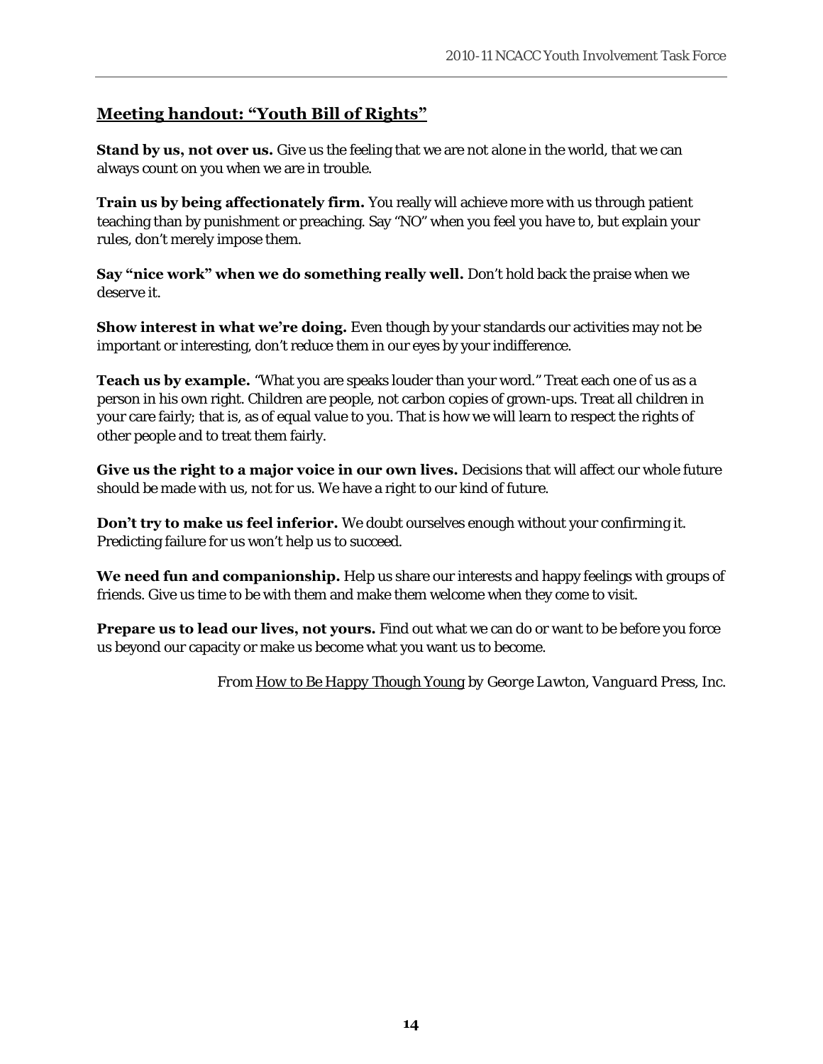## Meeting handout: "Youth Bill of Rights"

**Stand by us, not over us.** Give us the feeling that we are not alone in the world, that we can always count on you when we are in trouble.

**Train us by being affectionately firm.** You really will achieve more with us through patient teaching than by punishment or preaching. Say "NO" when you feel you have to, but explain your rules, don't merely impose them.

**Say "nice work" when we do something really well.** Don't hold back the praise when we deserve it.

**Show interest in what we're doing.** Even though by your standards our activities may not be important or interesting, don't reduce them in our eyes by your indifference.

**Teach us by example.** "What you are speaks louder than your word." Treat each one of us as a person in his own right. Children are people, not carbon copies of grown-ups. Treat all children in your care fairly; that is, as of equal value to you. That is how we will learn to respect the rights of other people and to treat them fairly.

**Give us the right to a major voice in our own lives.** Decisions that will affect our whole future should be made with us, not for us. We have a right to our kind of future.

**Don't try to make us feel inferior.** We doubt ourselves enough without your confirming it. Predicting failure for us won't help us to succeed.

**We need fun and companionship.** Help us share our interests and happy feelings with groups of friends. Give us time to be with them and make them welcome when they come to visit.

**Prepare us to lead our lives, not yours.** Find out what we can do or want to be before you force us beyond our capacity or make us become what you want us to become.

*From How to Be Happy Though Young by George Lawton, Vanguard Press, Inc.*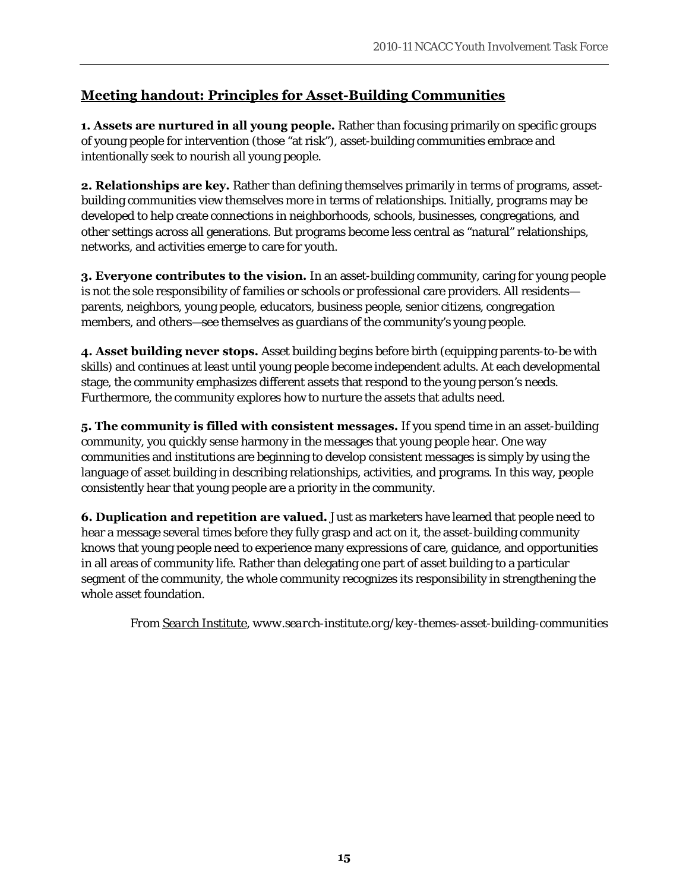## Meeting handout: Principles for Asset-Building Communities

**1. Assets are nurtured in all young people.** Rather than focusing primarily on specific groups of young people for intervention (those "at risk"), asset-building communities embrace and intentionally seek to nourish all young people.

**2. Relationships are key.** Rather than defining themselves primarily in terms of programs, asset-building communities view themselves more in terms of relationships. Initially, programs may be developed to help create connections in neighborhoods, schools, businesses, congregations, and other settings across all generations. But programs become less central as "natural" relationships, networks, and activities emerge to care for youth.

**3. Everyone contributes to the vision.** In an asset-building community, caring for young people is not the sole responsibility of families or schools or professional care providers. All residents—parents, neighbors, young people, educators, business people, senior citizens, congregation members, and others—see themselves as guardians of the community's young people.

**4. Asset building never stops.** Asset building begins before birth (equipping parents-to-be with skills) and continues at least until young people become independent adults. At each developmental stage, the community emphasizes different assets that respond to the young person's needs. Furthermore, the community explores how to nurture the assets that adults need.

**5. The community is filled with consistent messages.** If you spend time in an asset-building community, you quickly sense harmony in the messages that young people hear. One way communities and institutions are beginning to develop consistent messages is simply by using the language of asset building in describing relationships, activities, and programs. In this way, people consistently hear that young people are a priority in the community.

**6. Duplication and repetition are valued.** Just as marketers have learned that people need to hear a message several times before they fully grasp and act on it, the asset-building community knows that young people need to experience many expressions of care, guidance, and opportunities in all areas of community life. Rather than delegating one part of asset building to a particular segment of the community, the whole community recognizes its responsibility in strengthening the whole asset foundation.

*From Search Institute, www.search-institute.org/key-themes-asset-building-communities*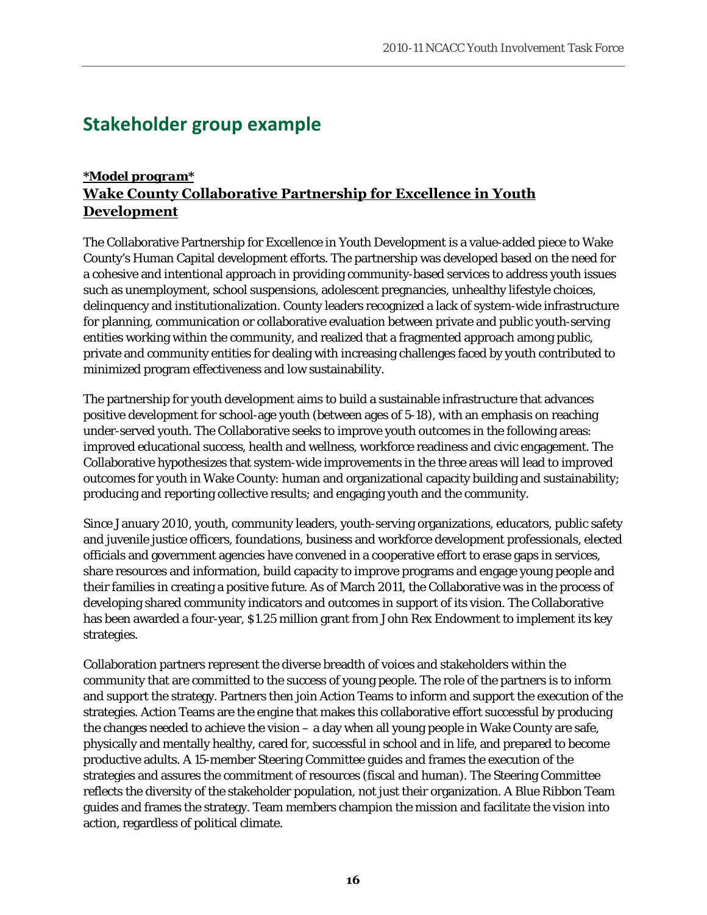## Stakeholder group example

**\*Model program\***

**Wake County Collaborative Partnership for Excellence in Youth Development**

The Collaborative Partnership for Excellence in Youth Development is a value-added piece to Wake County's Human Capital development efforts. The partnership was developed based on the need for a cohesive and intentional approach in providing community-based services to address youth issues such as unemployment, school suspensions, adolescent pregnancies, unhealthy lifestyle choices, delinquency and institutionalization. County leaders recognized a lack of system-wide infrastructure for planning, communication or collaborative evaluation between private and public youth-serving entities working within the community, and realized that a fragmented approach among public, private and community entities for dealing with increasing challenges faced by youth contributed to minimized program effectiveness and low sustainability.

The partnership for youth development aims to build a sustainable infrastructure that advances positive development for school-age youth (between ages of 5-18), with an emphasis on reaching under-served youth. The Collaborative seeks to improve youth outcomes in the following areas: improved educational success, health and wellness, workforce readiness and civic engagement. The Collaborative hypothesizes that system-wide improvements in the three areas will lead to improved outcomes for youth in Wake County: human and organizational capacity building and sustainability; producing and reporting collective results; and engaging youth and the community.

Since January 2010, youth, community leaders, youth-serving organizations, educators, public safety and juvenile justice officers, foundations, business and workforce development professionals, elected officials and government agencies have convened in a cooperative effort to erase gaps in services, share resources and information, build capacity to improve programs and engage young people and their families in creating a positive future. As of March 2011, the Collaborative was in the process of developing shared community indicators and outcomes in support of its vision. The Collaborative has been awarded a four-year, $1.25 million grant from John Rex Endowment to implement its key strategies.

Collaboration partners represent the diverse breadth of voices and stakeholders within the community that are committed to the success of young people. The role of the partners is to inform and support the strategy. Partners then join Action Teams to inform and support the execution of the strategies. Action Teams are the engine that makes this collaborative effort successful by producing the changes needed to achieve the vision – a day when all young people in Wake County are safe, physically and mentally healthy, cared for, successful in school and in life, and prepared to become productive adults. A 15-member Steering Committee guides and frames the execution of the strategies and assures the commitment of resources (fiscal and human). The Steering Committee reflects the diversity of the stakeholder population, not just their organization. A Blue Ribbon Team guides and frames the strategy. Team members champion the mission and facilitate the vision into action, regardless of political climate.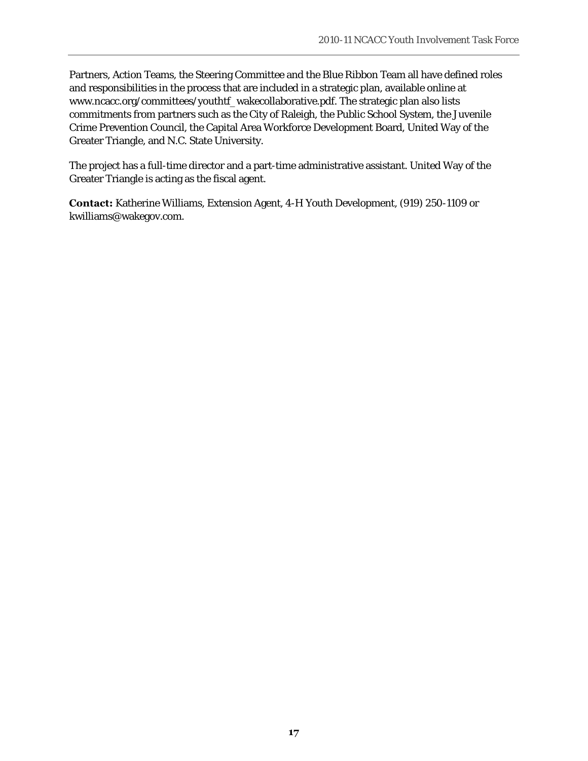Partners, Action Teams, the Steering Committee and the Blue Ribbon Team all have defined roles and responsibilities in the process that are included in a strategic plan, available online at www.ncacc.org/committees/youthtf_wakecollaborative.pdf. The strategic plan also lists commitments from partners such as the City of Raleigh, the Public School System, the Juvenile Crime Prevention Council, the Capital Area Workforce Development Board, United Way of the Greater Triangle, and N.C. State University.

The project has a full-time director and a part-time administrative assistant. United Way of the Greater Triangle is acting as the fiscal agent.

**Contact:** Katherine Williams, Extension Agent, 4-H Youth Development, (919) 250-1109 or kwilliams@wakegov.com.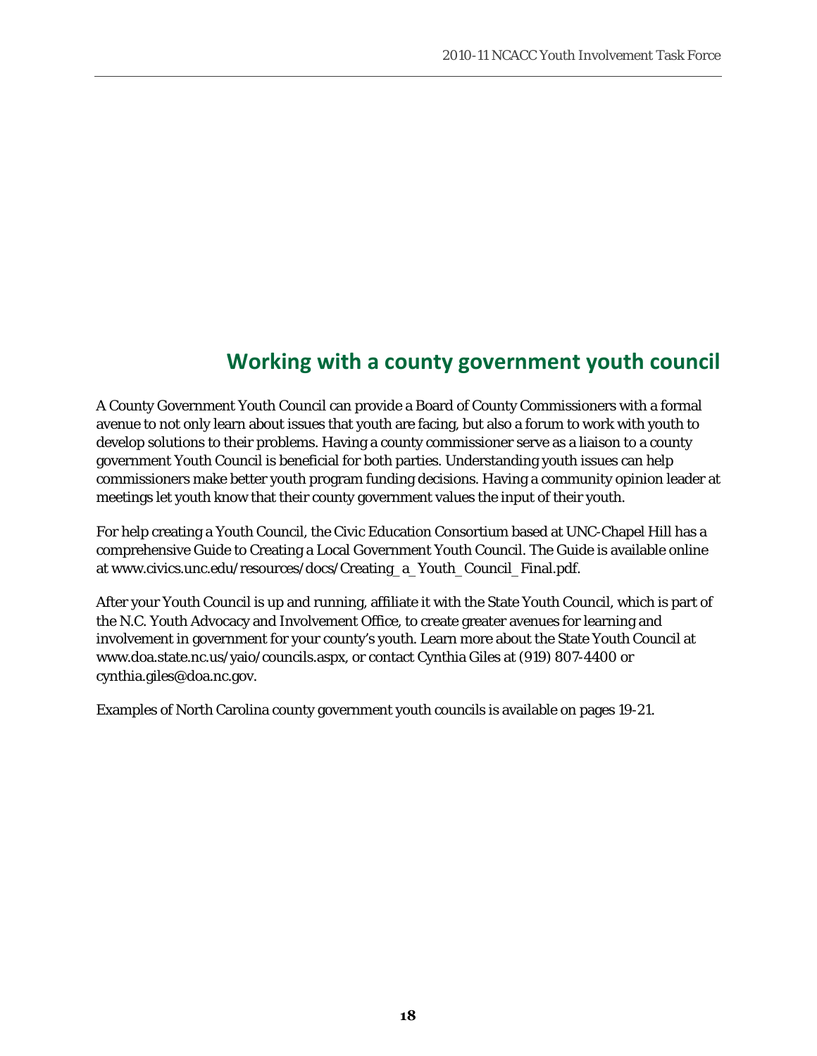## Working with a county government youth council

A County Government Youth Council can provide a Board of County Commissioners with a formal avenue to not only learn about issues that youth are facing, but also a forum to work with youth to develop solutions to their problems. Having a county commissioner serve as a liaison to a county government Youth Council is beneficial for both parties. Understanding youth issues can help commissioners make better youth program funding decisions. Having a community opinion leader at meetings let youth know that their county government values the input of their youth.

For help creating a Youth Council, the Civic Education Consortium based at UNC-Chapel Hill has a comprehensive Guide to Creating a Local Government Youth Council. The Guide is available online at www.civics.unc.edu/resources/docs/Creating_a_Youth_Council_Final.pdf.

After your Youth Council is up and running, affiliate it with the State Youth Council, which is part of the N.C. Youth Advocacy and Involvement Office, to create greater avenues for learning and involvement in government for your county's youth. Learn more about the State Youth Council at www.doa.state.nc.us/yaio/councils.aspx, or contact Cynthia Giles at (919) 807-4400 or cynthia.giles@doa.nc.gov.

Examples of North Carolina county government youth councils is available on pages 19-21.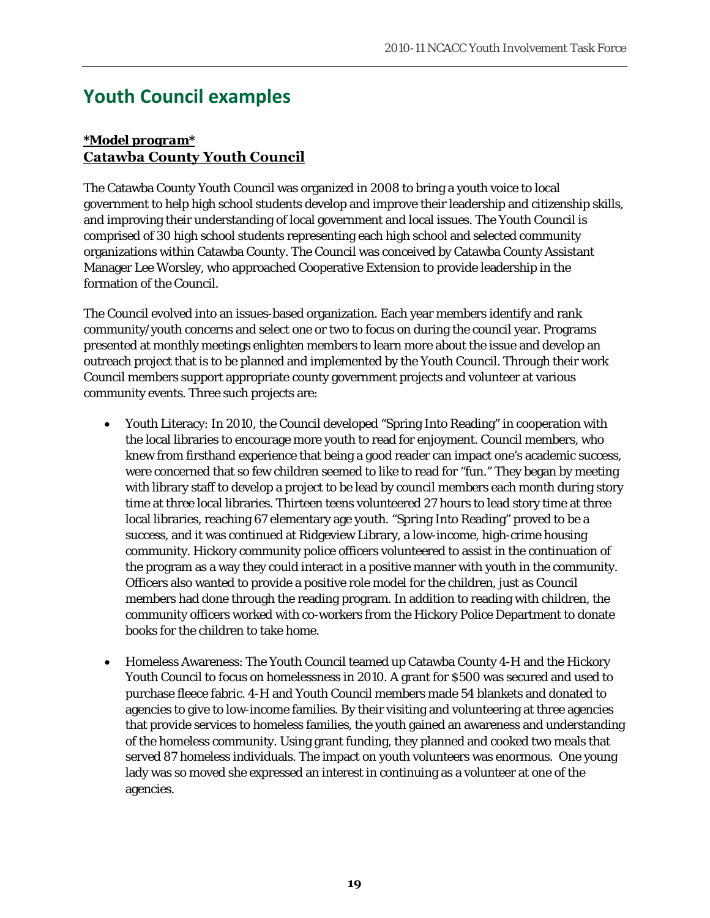# Youth Council examples

***\*Model program\****
**Catawba County Youth Council**

The Catawba County Youth Council was organized in 2008 to bring a youth voice to local government to help high school students develop and improve their leadership and citizenship skills, and improving their understanding of local government and local issues. The Youth Council is comprised of 30 high school students representing each high school and selected community organizations within Catawba County. The Council was conceived by Catawba County Assistant Manager Lee Worsley, who approached Cooperative Extension to provide leadership in the formation of the Council.

The Council evolved into an issues-based organization. Each year members identify and rank community/youth concerns and select one or two to focus on during the council year. Programs presented at monthly meetings enlighten members to learn more about the issue and develop an outreach project that is to be planned and implemented by the Youth Council. Through their work Council members support appropriate county government projects and volunteer at various community events. Three such projects are:

- Youth Literacy: In 2010, the Council developed "Spring Into Reading" in cooperation with the local libraries to encourage more youth to read for enjoyment. Council members, who knew from firsthand experience that being a good reader can impact one's academic success, were concerned that so few children seemed to like to read for "fun." They began by meeting with library staff to develop a project to be lead by council members each month during story time at three local libraries. Thirteen teens volunteered 27 hours to lead story time at three local libraries, reaching 67 elementary age youth. "Spring Into Reading" proved to be a success, and it was continued at Ridgeview Library, a low-income, high-crime housing community. Hickory community police officers volunteered to assist in the continuation of the program as a way they could interact in a positive manner with youth in the community. Officers also wanted to provide a positive role model for the children, just as Council members had done through the reading program. In addition to reading with children, the community officers worked with co-workers from the Hickory Police Department to donate books for the children to take home.

- Homeless Awareness: The Youth Council teamed up Catawba County 4-H and the Hickory Youth Council to focus on homelessness in 2010. A grant for $500 was secured and used to purchase fleece fabric. 4-H and Youth Council members made 54 blankets and donated to agencies to give to low-income families. By their visiting and volunteering at three agencies that provide services to homeless families, the youth gained an awareness and understanding of the homeless community. Using grant funding, they planned and cooked two meals that served 87 homeless individuals. The impact on youth volunteers was enormous. One young lady was so moved she expressed an interest in continuing as a volunteer at one of the agencies.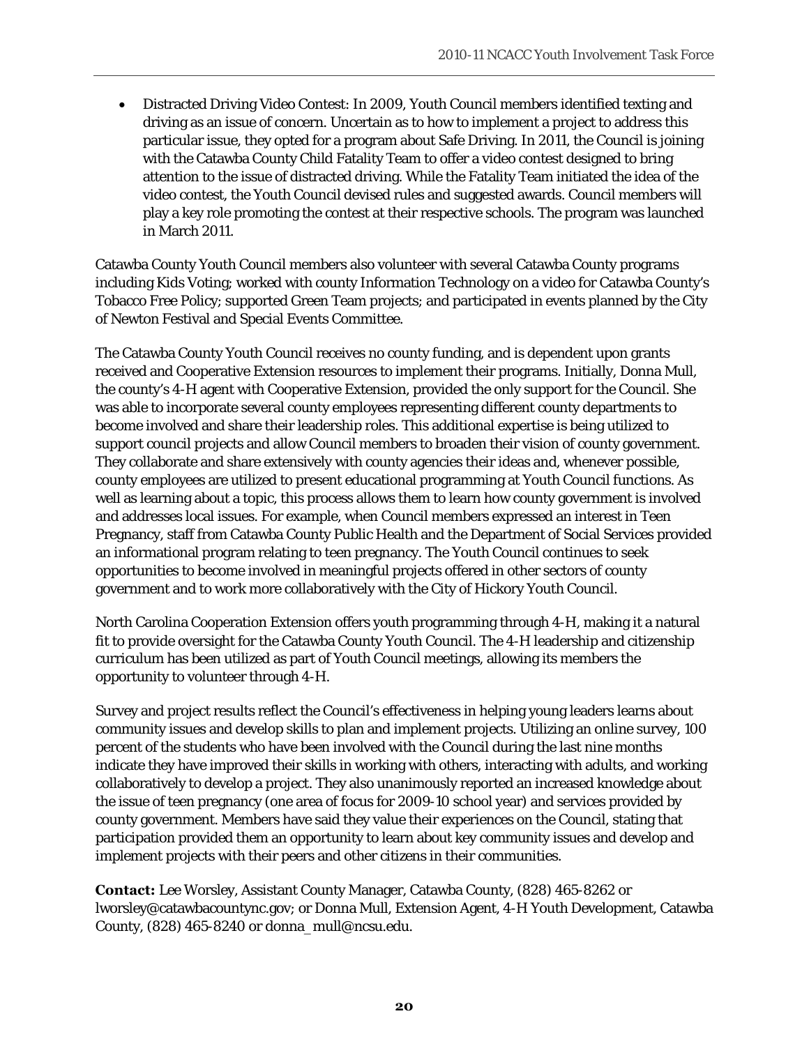- Distracted Driving Video Contest: In 2009, Youth Council members identified texting and driving as an issue of concern. Uncertain as to how to implement a project to address this particular issue, they opted for a program about Safe Driving. In 2011, the Council is joining with the Catawba County Child Fatality Team to offer a video contest designed to bring attention to the issue of distracted driving. While the Fatality Team initiated the idea of the video contest, the Youth Council devised rules and suggested awards. Council members will play a key role promoting the contest at their respective schools. The program was launched in March 2011.

Catawba County Youth Council members also volunteer with several Catawba County programs including Kids Voting; worked with county Information Technology on a video for Catawba County's Tobacco Free Policy; supported Green Team projects; and participated in events planned by the City of Newton Festival and Special Events Committee.

The Catawba County Youth Council receives no county funding, and is dependent upon grants received and Cooperative Extension resources to implement their programs. Initially, Donna Mull, the county's 4-H agent with Cooperative Extension, provided the only support for the Council. She was able to incorporate several county employees representing different county departments to become involved and share their leadership roles. This additional expertise is being utilized to support council projects and allow Council members to broaden their vision of county government. They collaborate and share extensively with county agencies their ideas and, whenever possible, county employees are utilized to present educational programming at Youth Council functions. As well as learning about a topic, this process allows them to learn how county government is involved and addresses local issues. For example, when Council members expressed an interest in Teen Pregnancy, staff from Catawba County Public Health and the Department of Social Services provided an informational program relating to teen pregnancy. The Youth Council continues to seek opportunities to become involved in meaningful projects offered in other sectors of county government and to work more collaboratively with the City of Hickory Youth Council.

North Carolina Cooperation Extension offers youth programming through 4-H, making it a natural fit to provide oversight for the Catawba County Youth Council. The 4-H leadership and citizenship curriculum has been utilized as part of Youth Council meetings, allowing its members the opportunity to volunteer through 4-H.

Survey and project results reflect the Council's effectiveness in helping young leaders learns about community issues and develop skills to plan and implement projects. Utilizing an online survey, 100 percent of the students who have been involved with the Council during the last nine months indicate they have improved their skills in working with others, interacting with adults, and working collaboratively to develop a project. They also unanimously reported an increased knowledge about the issue of teen pregnancy (one area of focus for 2009-10 school year) and services provided by county government. Members have said they value their experiences on the Council, stating that participation provided them an opportunity to learn about key community issues and develop and implement projects with their peers and other citizens in their communities.

**Contact:** Lee Worsley, Assistant County Manager, Catawba County, (828) 465-8262 or lworsley@catawbacountync.gov; or Donna Mull, Extension Agent, 4-H Youth Development, Catawba County, (828) 465-8240 or donna_mull@ncsu.edu.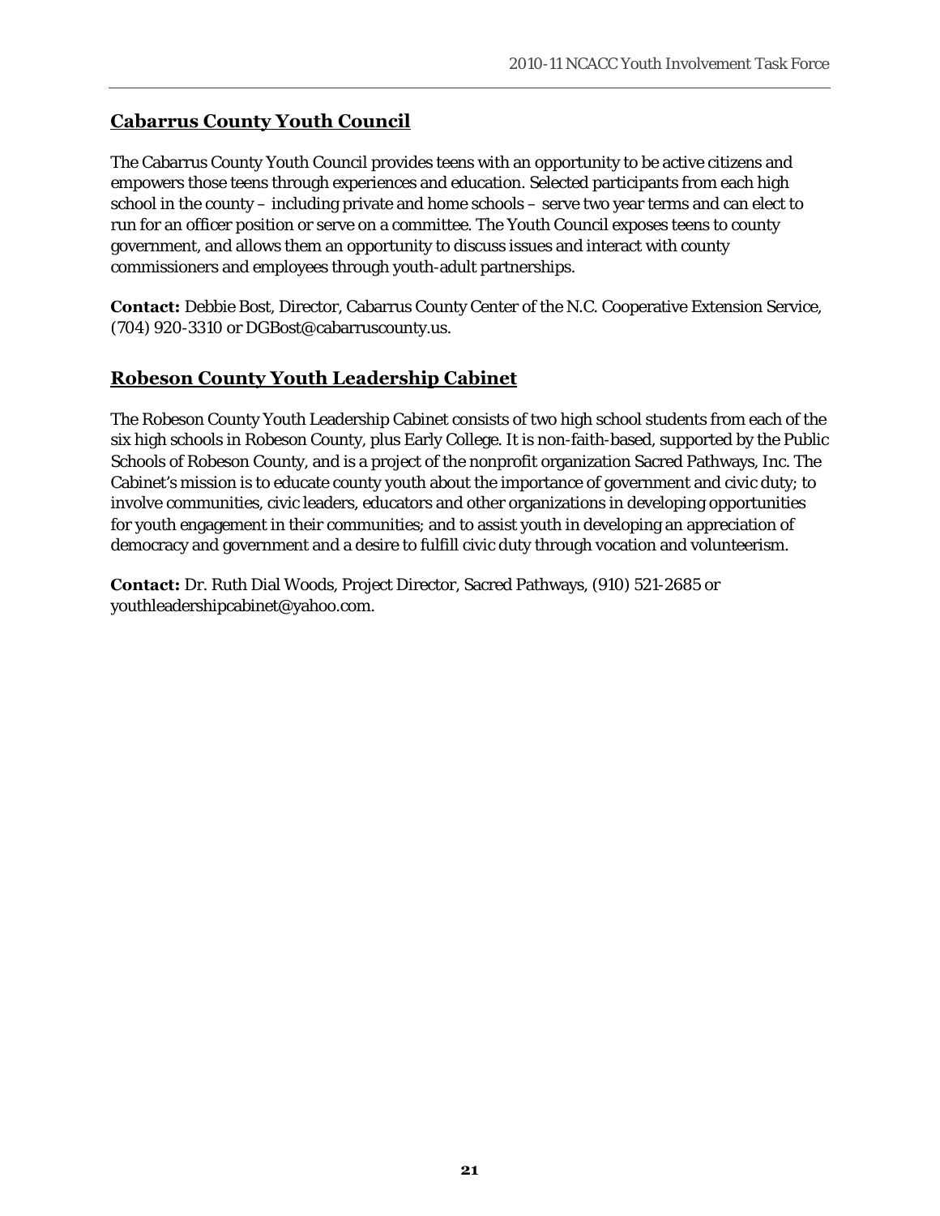## Cabarrus County Youth Council

The Cabarrus County Youth Council provides teens with an opportunity to be active citizens and empowers those teens through experiences and education. Selected participants from each high school in the county – including private and home schools – serve two year terms and can elect to run for an officer position or serve on a committee. The Youth Council exposes teens to county government, and allows them an opportunity to discuss issues and interact with county commissioners and employees through youth-adult partnerships.

**Contact:** Debbie Bost, Director, Cabarrus County Center of the N.C. Cooperative Extension Service, (704) 920-3310 or DGBost@cabarruscounty.us.

## Robeson County Youth Leadership Cabinet

The Robeson County Youth Leadership Cabinet consists of two high school students from each of the six high schools in Robeson County, plus Early College. It is non-faith-based, supported by the Public Schools of Robeson County, and is a project of the nonprofit organization Sacred Pathways, Inc. The Cabinet's mission is to educate county youth about the importance of government and civic duty; to involve communities, civic leaders, educators and other organizations in developing opportunities for youth engagement in their communities; and to assist youth in developing an appreciation of democracy and government and a desire to fulfill civic duty through vocation and volunteerism.

**Contact:** Dr. Ruth Dial Woods, Project Director, Sacred Pathways, (910) 521-2685 or youthleadershipcabinet@yahoo.com.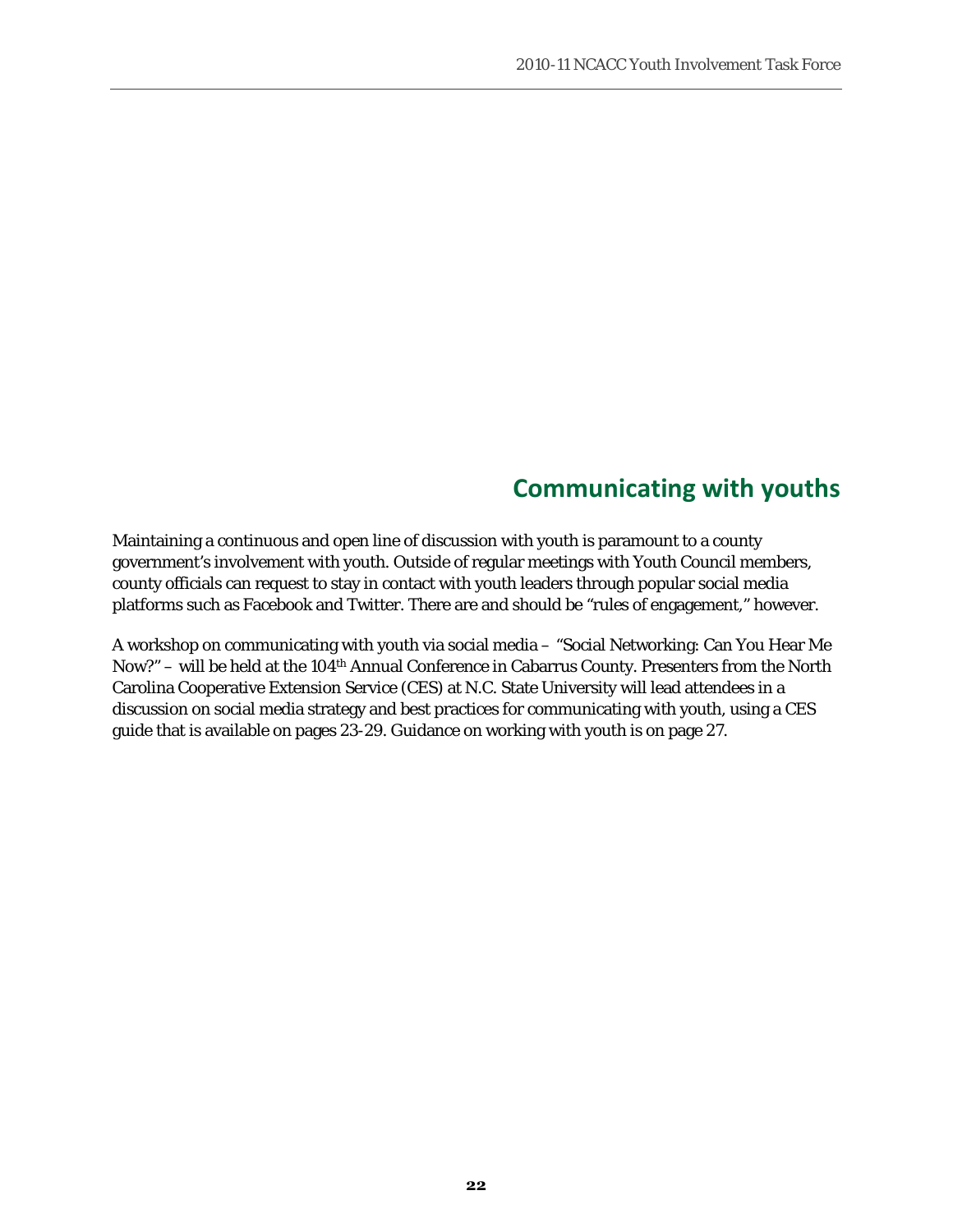## Communicating with youths

Maintaining a continuous and open line of discussion with youth is paramount to a county government's involvement with youth. Outside of regular meetings with Youth Council members, county officials can request to stay in contact with youth leaders through popular social media platforms such as Facebook and Twitter. There are and should be "rules of engagement," however.

A workshop on communicating with youth via social media – "Social Networking: Can You Hear Me Now?" – will be held at the 104th Annual Conference in Cabarrus County. Presenters from the North Carolina Cooperative Extension Service (CES) at N.C. State University will lead attendees in a discussion on social media strategy and best practices for communicating with youth, using a CES guide that is available on pages 23-29. Guidance on working with youth is on page 27.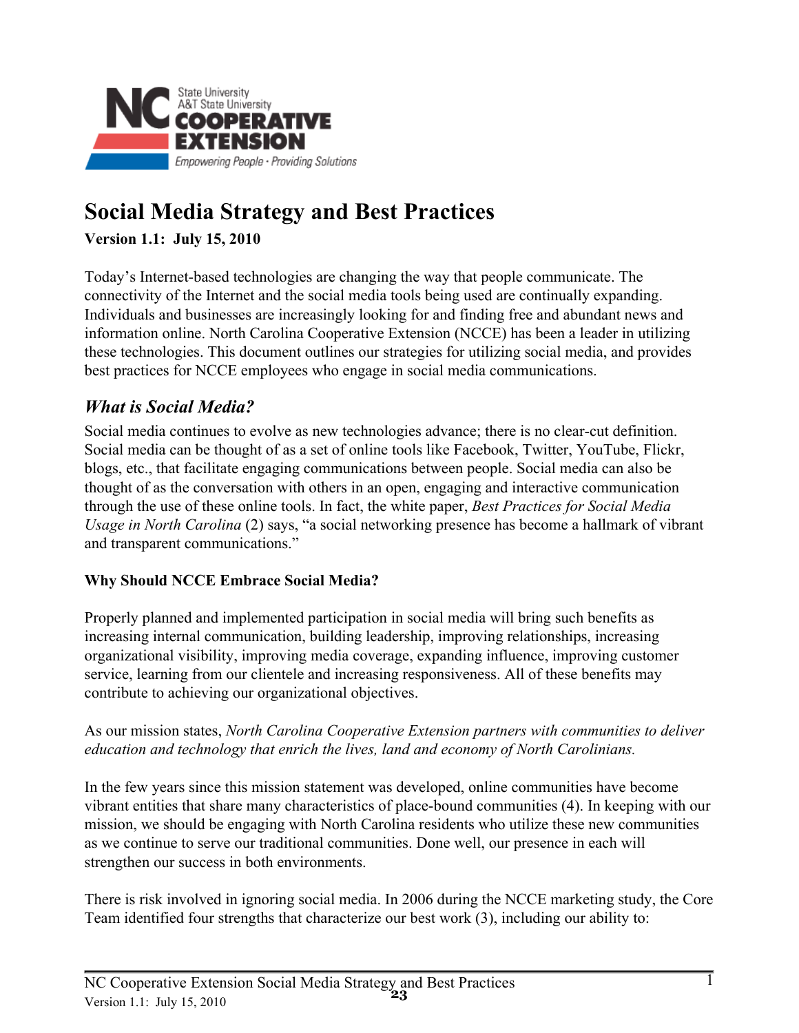# Social Media Strategy and Best Practices

**Version 1.1: July 15, 2010**

Today's Internet-based technologies are changing the way that people communicate. The connectivity of the Internet and the social media tools being used are continually expanding. Individuals and businesses are increasingly looking for and finding free and abundant news and information online. North Carolina Cooperative Extension (NCCE) has been a leader in utilizing these technologies. This document outlines our strategies for utilizing social media, and provides best practices for NCCE employees who engage in social media communications.

## *What is Social Media?*

Social media continues to evolve as new technologies advance; there is no clear-cut definition. Social media can be thought of as a set of online tools like Facebook, Twitter, YouTube, Flickr, blogs, etc., that facilitate engaging communications between people. Social media can also be thought of as the conversation with others in an open, engaging and interactive communication through the use of these online tools. In fact, the white paper, *Best Practices for Social Media Usage in North Carolina* (2) says, "a social networking presence has become a hallmark of vibrant and transparent communications."

### Why Should NCCE Embrace Social Media?

Properly planned and implemented participation in social media will bring such benefits as increasing internal communication, building leadership, improving relationships, increasing organizational visibility, improving media coverage, expanding influence, improving customer service, learning from our clientele and increasing responsiveness. All of these benefits may contribute to achieving our organizational objectives.

As our mission states, *North Carolina Cooperative Extension partners with communities to deliver education and technology that enrich the lives, land and economy of North Carolinians.*

In the few years since this mission statement was developed, online communities have become vibrant entities that share many characteristics of place-bound communities (4). In keeping with our mission, we should be engaging with North Carolina residents who utilize these new communities as we continue to serve our traditional communities. Done well, our presence in each will strengthen our success in both environments.

There is risk involved in ignoring social media. In 2006 during the NCCE marketing study, the Core Team identified four strengths that characterize our best work (3), including our ability to: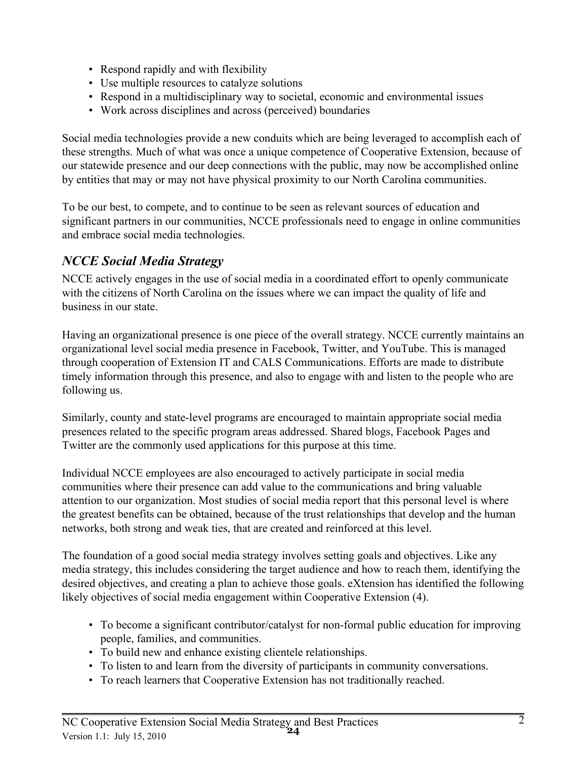- Respond rapidly and with flexibility
- Use multiple resources to catalyze solutions
- Respond in a multidisciplinary way to societal, economic and environmental issues
- Work across disciplines and across (perceived) boundaries

Social media technologies provide a new conduits which are being leveraged to accomplish each of these strengths. Much of what was once a unique competence of Cooperative Extension, because of our statewide presence and our deep connections with the public, may now be accomplished online by entities that may or may not have physical proximity to our North Carolina communities.

To be our best, to compete, and to continue to be seen as relevant sources of education and significant partners in our communities, NCCE professionals need to engage in online communities and embrace social media technologies.

## *NCCE Social Media Strategy*

NCCE actively engages in the use of social media in a coordinated effort to openly communicate with the citizens of North Carolina on the issues where we can impact the quality of life and business in our state.

Having an organizational presence is one piece of the overall strategy. NCCE currently maintains an organizational level social media presence in Facebook, Twitter, and YouTube. This is managed through cooperation of Extension IT and CALS Communications. Efforts are made to distribute timely information through this presence, and also to engage with and listen to the people who are following us.

Similarly, county and state-level programs are encouraged to maintain appropriate social media presences related to the specific program areas addressed. Shared blogs, Facebook Pages and Twitter are the commonly used applications for this purpose at this time.

Individual NCCE employees are also encouraged to actively participate in social media communities where their presence can add value to the communications and bring valuable attention to our organization. Most studies of social media report that this personal level is where the greatest benefits can be obtained, because of the trust relationships that develop and the human networks, both strong and weak ties, that are created and reinforced at this level.

The foundation of a good social media strategy involves setting goals and objectives. Like any media strategy, this includes considering the target audience and how to reach them, identifying the desired objectives, and creating a plan to achieve those goals. eXtension has identified the following likely objectives of social media engagement within Cooperative Extension (4).

- To become a significant contributor/catalyst for non-formal public education for improving people, families, and communities.
- To build new and enhance existing clientele relationships.
- To listen to and learn from the diversity of participants in community conversations.
- To reach learners that Cooperative Extension has not traditionally reached.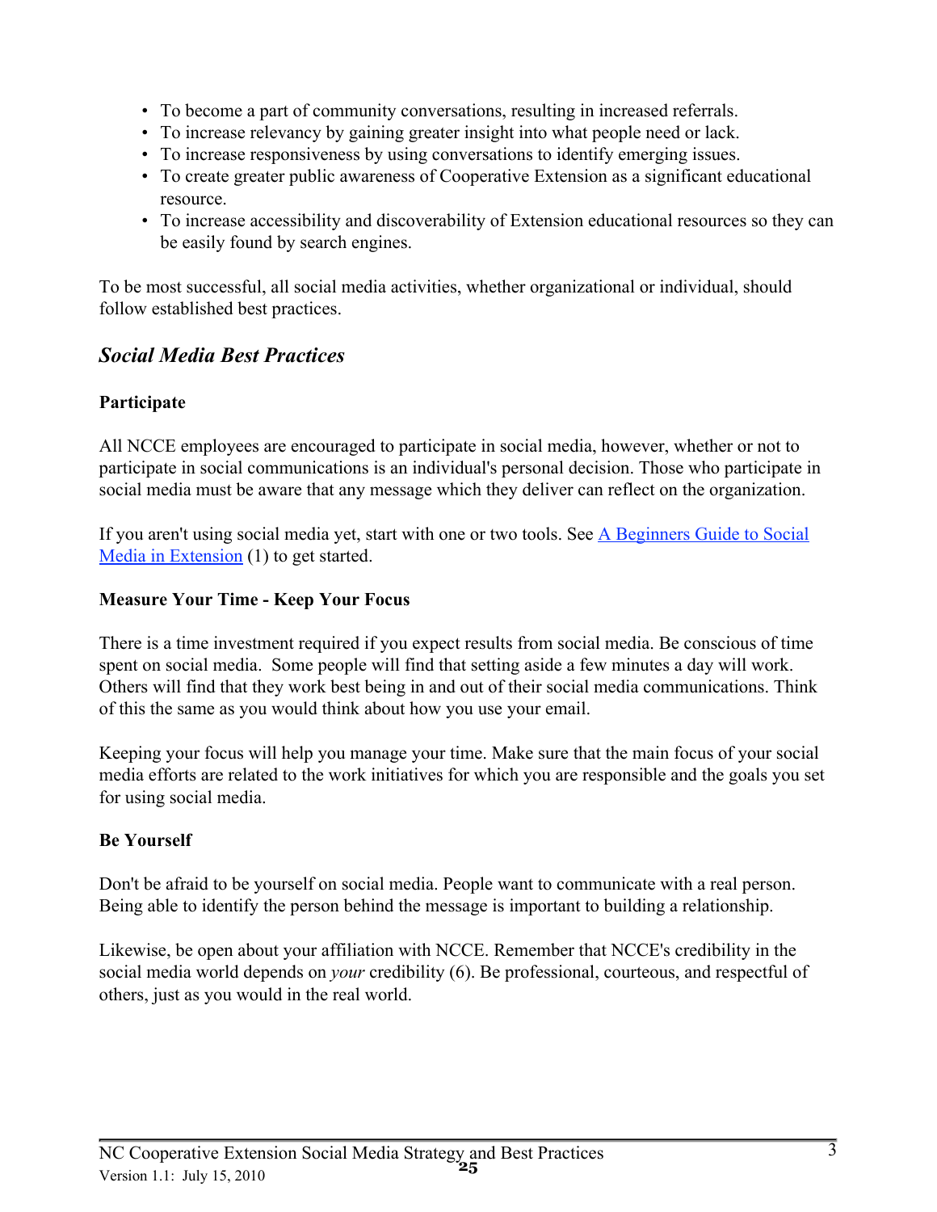- To become a part of community conversations, resulting in increased referrals.
- To increase relevancy by gaining greater insight into what people need or lack.
- To increase responsiveness by using conversations to identify emerging issues.
- To create greater public awareness of Cooperative Extension as a significant educational resource.
- To increase accessibility and discoverability of Extension educational resources so they can be easily found by search engines.

To be most successful, all social media activities, whether organizational or individual, should follow established best practices.

## *Social Media Best Practices*

**Participate**

All NCCE employees are encouraged to participate in social media, however, whether or not to participate in social communications is an individual's personal decision. Those who participate in social media must be aware that any message which they deliver can reflect on the organization.

If you aren't using social media yet, start with one or two tools. See A Beginners Guide to Social Media in Extension (1) to get started.

**Measure Your Time - Keep Your Focus**

There is a time investment required if you expect results from social media. Be conscious of time spent on social media. Some people will find that setting aside a few minutes a day will work. Others will find that they work best being in and out of their social media communications. Think of this the same as you would think about how you use your email.

Keeping your focus will help you manage your time. Make sure that the main focus of your social media efforts are related to the work initiatives for which you are responsible and the goals you set for using social media.

**Be Yourself**

Don't be afraid to be yourself on social media. People want to communicate with a real person. Being able to identify the person behind the message is important to building a relationship.

Likewise, be open about your affiliation with NCCE. Remember that NCCE's credibility in the social media world depends on *your* credibility (6). Be professional, courteous, and respectful of others, just as you would in the real world.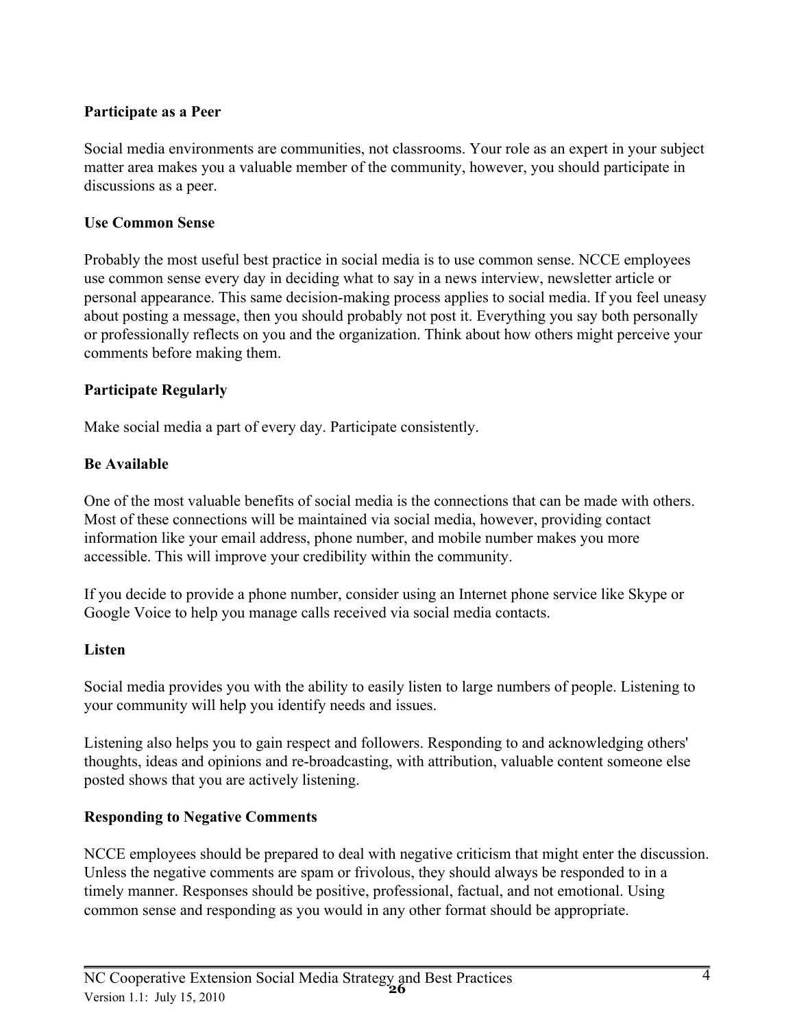**Participate as a Peer**

Social media environments are communities, not classrooms. Your role as an expert in your subject matter area makes you a valuable member of the community, however, you should participate in discussions as a peer.

**Use Common Sense**

Probably the most useful best practice in social media is to use common sense. NCCE employees use common sense every day in deciding what to say in a news interview, newsletter article or personal appearance. This same decision-making process applies to social media. If you feel uneasy about posting a message, then you should probably not post it. Everything you say both personally or professionally reflects on you and the organization. Think about how others might perceive your comments before making them.

**Participate Regularly**

Make social media a part of every day. Participate consistently.

**Be Available**

One of the most valuable benefits of social media is the connections that can be made with others. Most of these connections will be maintained via social media, however, providing contact information like your email address, phone number, and mobile number makes you more accessible. This will improve your credibility within the community.

If you decide to provide a phone number, consider using an Internet phone service like Skype or Google Voice to help you manage calls received via social media contacts.

**Listen**

Social media provides you with the ability to easily listen to large numbers of people. Listening to your community will help you identify needs and issues.

Listening also helps you to gain respect and followers. Responding to and acknowledging others' thoughts, ideas and opinions and re-broadcasting, with attribution, valuable content someone else posted shows that you are actively listening.

**Responding to Negative Comments**

NCCE employees should be prepared to deal with negative criticism that might enter the discussion. Unless the negative comments are spam or frivolous, they should always be responded to in a timely manner. Responses should be positive, professional, factual, and not emotional. Using common sense and responding as you would in any other format should be appropriate.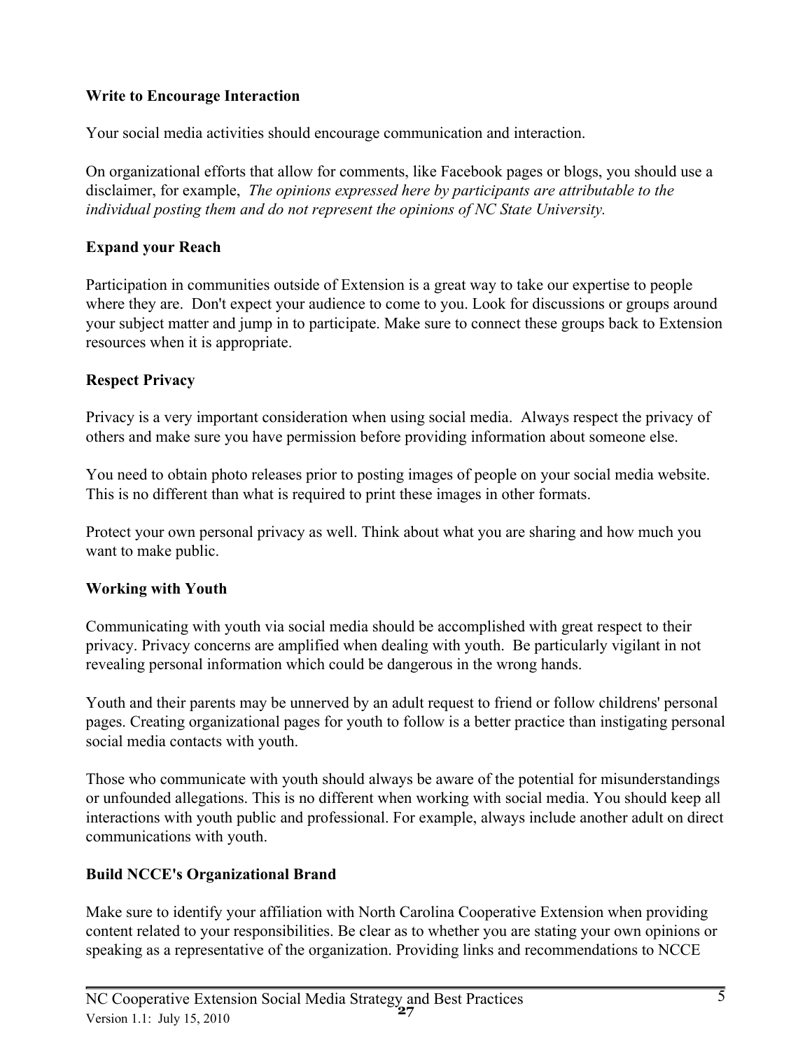**Write to Encourage Interaction**

Your social media activities should encourage communication and interaction.

On organizational efforts that allow for comments, like Facebook pages or blogs, you should use a disclaimer, for example, *The opinions expressed here by participants are attributable to the individual posting them and do not represent the opinions of NC State University.*

**Expand your Reach**

Participation in communities outside of Extension is a great way to take our expertise to people where they are. Don't expect your audience to come to you. Look for discussions or groups around your subject matter and jump in to participate. Make sure to connect these groups back to Extension resources when it is appropriate.

**Respect Privacy**

Privacy is a very important consideration when using social media. Always respect the privacy of others and make sure you have permission before providing information about someone else.

You need to obtain photo releases prior to posting images of people on your social media website. This is no different than what is required to print these images in other formats.

Protect your own personal privacy as well. Think about what you are sharing and how much you want to make public.

**Working with Youth**

Communicating with youth via social media should be accomplished with great respect to their privacy. Privacy concerns are amplified when dealing with youth. Be particularly vigilant in not revealing personal information which could be dangerous in the wrong hands.

Youth and their parents may be unnerved by an adult request to friend or follow childrens' personal pages. Creating organizational pages for youth to follow is a better practice than instigating personal social media contacts with youth.

Those who communicate with youth should always be aware of the potential for misunderstandings or unfounded allegations. This is no different when working with social media. You should keep all interactions with youth public and professional. For example, always include another adult on direct communications with youth.

**Build NCCE's Organizational Brand**

Make sure to identify your affiliation with North Carolina Cooperative Extension when providing content related to your responsibilities. Be clear as to whether you are stating your own opinions or speaking as a representative of the organization. Providing links and recommendations to NCCE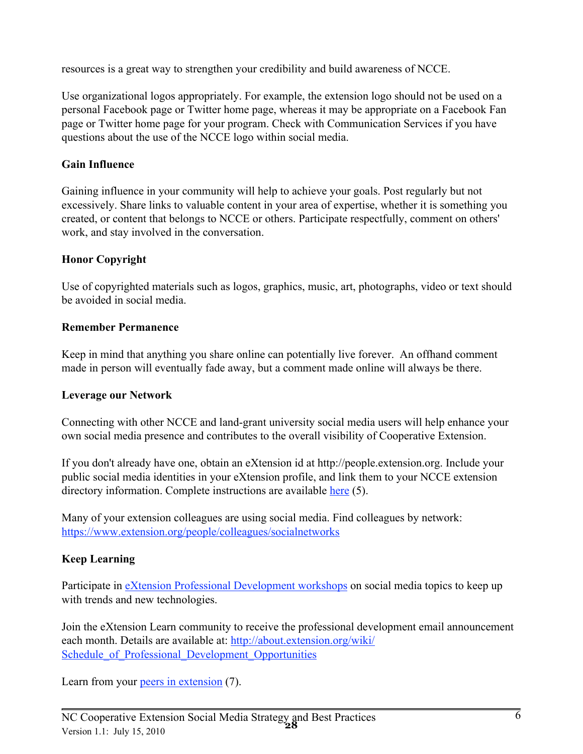resources is a great way to strengthen your credibility and build awareness of NCCE.

Use organizational logos appropriately. For example, the extension logo should not be used on a personal Facebook page or Twitter home page, whereas it may be appropriate on a Facebook Fan page or Twitter home page for your program. Check with Communication Services if you have questions about the use of the NCCE logo within social media.

**Gain Influence**

Gaining influence in your community will help to achieve your goals. Post regularly but not excessively. Share links to valuable content in your area of expertise, whether it is something you created, or content that belongs to NCCE or others. Participate respectfully, comment on others' work, and stay involved in the conversation.

**Honor Copyright**

Use of copyrighted materials such as logos, graphics, music, art, photographs, video or text should be avoided in social media.

**Remember Permanence**

Keep in mind that anything you share online can potentially live forever. An offhand comment made in person will eventually fade away, but a comment made online will always be there.

**Leverage our Network**

Connecting with other NCCE and land-grant university social media users will help enhance your own social media presence and contributes to the overall visibility of Cooperative Extension.

If you don't already have one, obtain an eXtension id at http://people.extension.org. Include your public social media identities in your eXtension profile, and link them to your NCCE extension directory information. Complete instructions are available here (5).

Many of your extension colleagues are using social media. Find colleagues by network: https://www.extension.org/people/colleagues/socialnetworks

**Keep Learning**

Participate in eXtension Professional Development workshops on social media topics to keep up with trends and new technologies.

Join the eXtension Learn community to receive the professional development email announcement each month. Details are available at: http://about.extension.org/wiki/Schedule_of_Professional_Development_Opportunities

Learn from your peers in extension (7).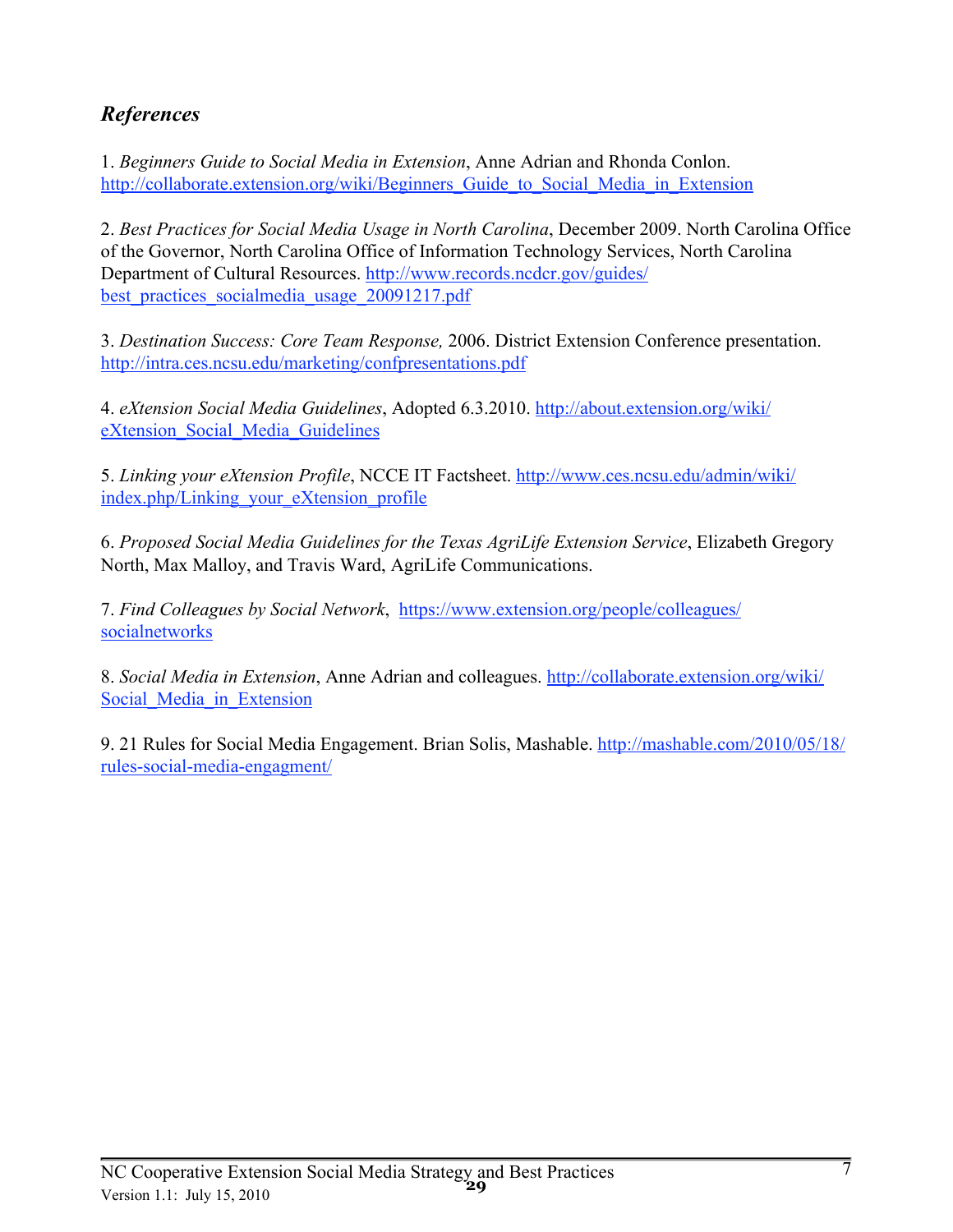### *References*

1. *Beginners Guide to Social Media in Extension*, Anne Adrian and Rhonda Conlon. http://collaborate.extension.org/wiki/Beginners_Guide_to_Social_Media_in_Extension

2. *Best Practices for Social Media Usage in North Carolina*, December 2009. North Carolina Office of the Governor, North Carolina Office of Information Technology Services, North Carolina Department of Cultural Resources. http://www.records.ncdcr.gov/guides/best_practices_socialmedia_usage_20091217.pdf

3. *Destination Success: Core Team Response,* 2006. District Extension Conference presentation. http://intra.ces.ncsu.edu/marketing/confpresentations.pdf

4. *eXtension Social Media Guidelines*, Adopted 6.3.2010. http://about.extension.org/wiki/eXtension_Social_Media_Guidelines

5. *Linking your eXtension Profile*, NCCE IT Factsheet. http://www.ces.ncsu.edu/admin/wiki/index.php/Linking_your_eXtension_profile

6. *Proposed Social Media Guidelines for the Texas AgriLife Extension Service*, Elizabeth Gregory North, Max Malloy, and Travis Ward, AgriLife Communications.

7. *Find Colleagues by Social Network*, https://www.extension.org/people/colleagues/socialnetworks

8. *Social Media in Extension*, Anne Adrian and colleagues. http://collaborate.extension.org/wiki/Social_Media_in_Extension

9. 21 Rules for Social Media Engagement. Brian Solis, Mashable. http://mashable.com/2010/05/18/rules-social-media-engagment/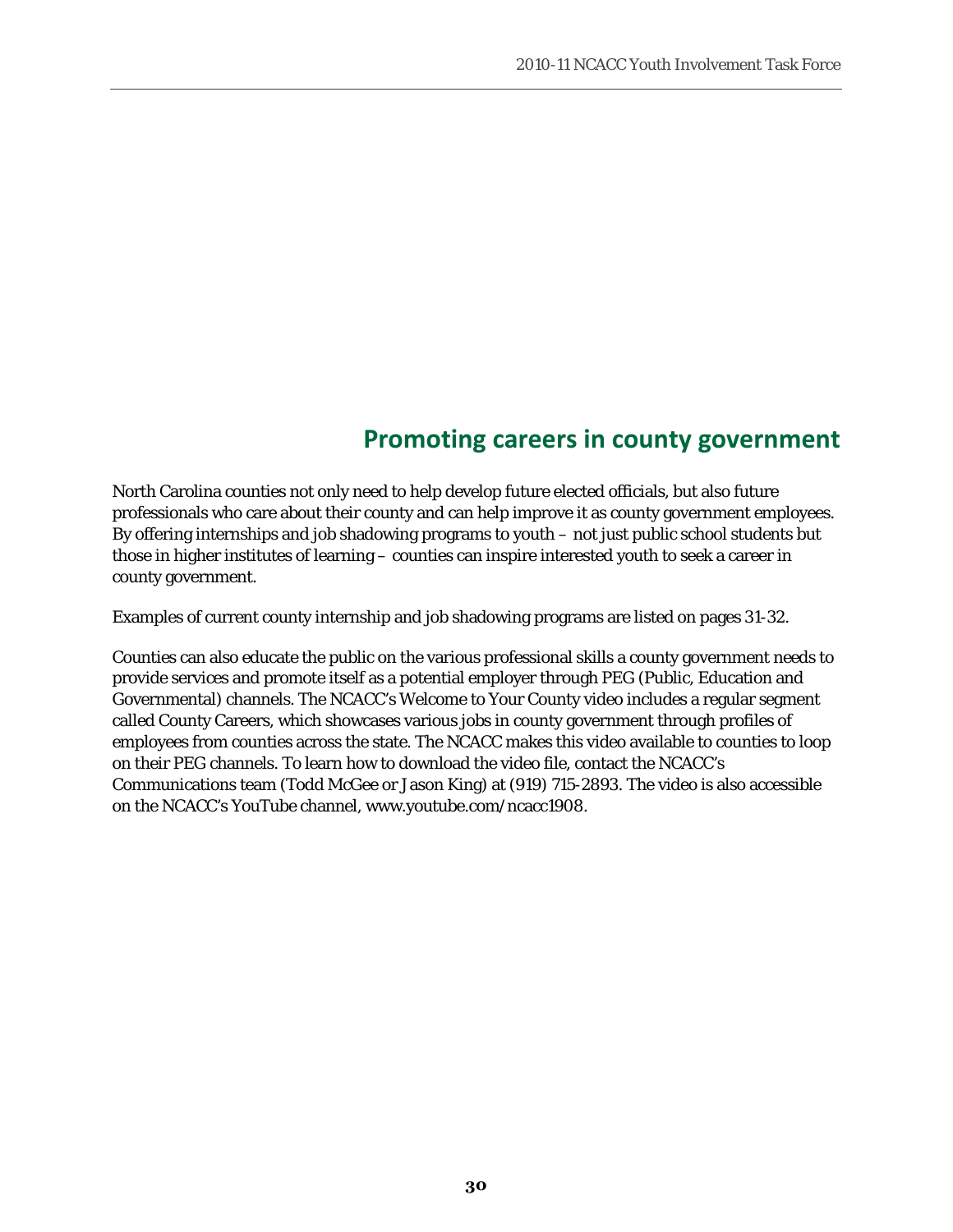## Promoting careers in county government

North Carolina counties not only need to help develop future elected officials, but also future professionals who care about their county and can help improve it as county government employees. By offering internships and job shadowing programs to youth – not just public school students but those in higher institutes of learning – counties can inspire interested youth to seek a career in county government.

Examples of current county internship and job shadowing programs are listed on pages 31-32.

Counties can also educate the public on the various professional skills a county government needs to provide services and promote itself as a potential employer through PEG (Public, Education and Governmental) channels. The NCACC's Welcome to Your County video includes a regular segment called County Careers, which showcases various jobs in county government through profiles of employees from counties across the state. The NCACC makes this video available to counties to loop on their PEG channels. To learn how to download the video file, contact the NCACC's Communications team (Todd McGee or Jason King) at (919) 715-2893. The video is also accessible on the NCACC's YouTube channel, www.youtube.com/ncacc1908.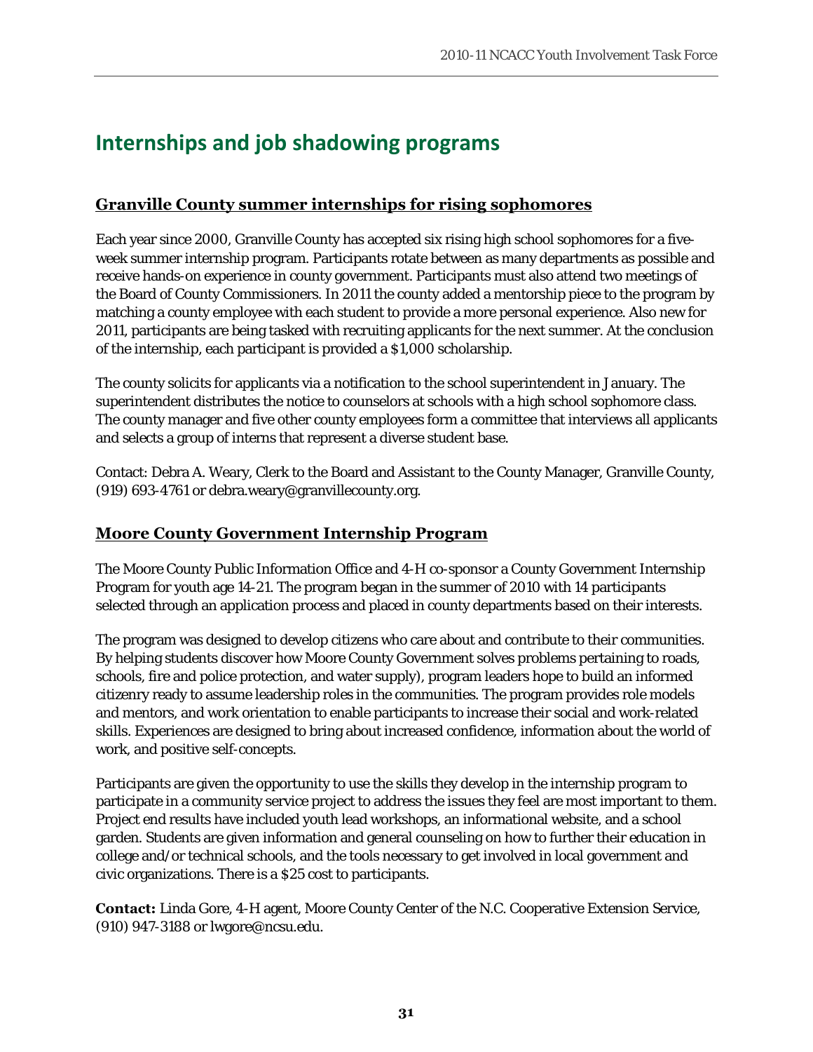# Internships and job shadowing programs

## Granville County summer internships for rising sophomores

Each year since 2000, Granville County has accepted six rising high school sophomores for a five-week summer internship program. Participants rotate between as many departments as possible and receive hands-on experience in county government. Participants must also attend two meetings of the Board of County Commissioners. In 2011 the county added a mentorship piece to the program by matching a county employee with each student to provide a more personal experience. Also new for 2011, participants are being tasked with recruiting applicants for the next summer. At the conclusion of the internship, each participant is provided a $1,000 scholarship.

The county solicits for applicants via a notification to the school superintendent in January. The superintendent distributes the notice to counselors at schools with a high school sophomore class. The county manager and five other county employees form a committee that interviews all applicants and selects a group of interns that represent a diverse student base.

Contact: Debra A. Weary, Clerk to the Board and Assistant to the County Manager, Granville County, (919) 693-4761 or debra.weary@granvillecounty.org.

## Moore County Government Internship Program

The Moore County Public Information Office and 4-H co-sponsor a County Government Internship Program for youth age 14-21. The program began in the summer of 2010 with 14 participants selected through an application process and placed in county departments based on their interests.

The program was designed to develop citizens who care about and contribute to their communities. By helping students discover how Moore County Government solves problems pertaining to roads, schools, fire and police protection, and water supply), program leaders hope to build an informed citizenry ready to assume leadership roles in the communities. The program provides role models and mentors, and work orientation to enable participants to increase their social and work-related skills. Experiences are designed to bring about increased confidence, information about the world of work, and positive self-concepts.

Participants are given the opportunity to use the skills they develop in the internship program to participate in a community service project to address the issues they feel are most important to them. Project end results have included youth lead workshops, an informational website, and a school garden. Students are given information and general counseling on how to further their education in college and/or technical schools, and the tools necessary to get involved in local government and civic organizations. There is a $25 cost to participants.

**Contact:** Linda Gore, 4-H agent, Moore County Center of the N.C. Cooperative Extension Service, (910) 947-3188 or lwgore@ncsu.edu.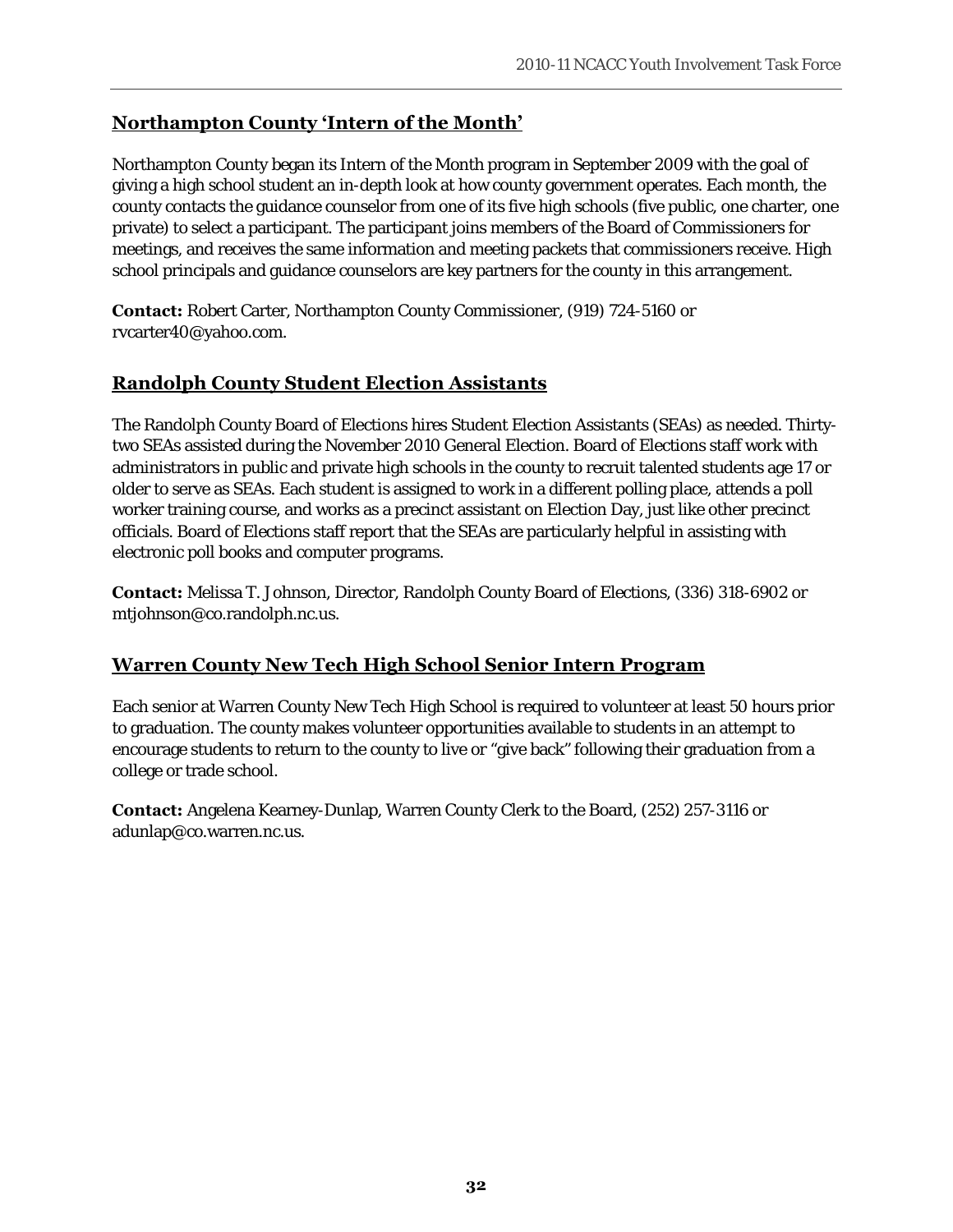## Northampton County 'Intern of the Month'

Northampton County began its Intern of the Month program in September 2009 with the goal of giving a high school student an in-depth look at how county government operates. Each month, the county contacts the guidance counselor from one of its five high schools (five public, one charter, one private) to select a participant. The participant joins members of the Board of Commissioners for meetings, and receives the same information and meeting packets that commissioners receive. High school principals and guidance counselors are key partners for the county in this arrangement.

**Contact:** Robert Carter, Northampton County Commissioner, (919) 724-5160 or rvcarter40@yahoo.com.

## Randolph County Student Election Assistants

The Randolph County Board of Elections hires Student Election Assistants (SEAs) as needed. Thirty-two SEAs assisted during the November 2010 General Election. Board of Elections staff work with administrators in public and private high schools in the county to recruit talented students age 17 or older to serve as SEAs. Each student is assigned to work in a different polling place, attends a poll worker training course, and works as a precinct assistant on Election Day, just like other precinct officials. Board of Elections staff report that the SEAs are particularly helpful in assisting with electronic poll books and computer programs.

**Contact:** Melissa T. Johnson, Director, Randolph County Board of Elections, (336) 318-6902 or mtjohnson@co.randolph.nc.us.

## Warren County New Tech High School Senior Intern Program

Each senior at Warren County New Tech High School is required to volunteer at least 50 hours prior to graduation. The county makes volunteer opportunities available to students in an attempt to encourage students to return to the county to live or "give back" following their graduation from a college or trade school.

**Contact:** Angelena Kearney-Dunlap, Warren County Clerk to the Board, (252) 257-3116 or adunlap@co.warren.nc.us.